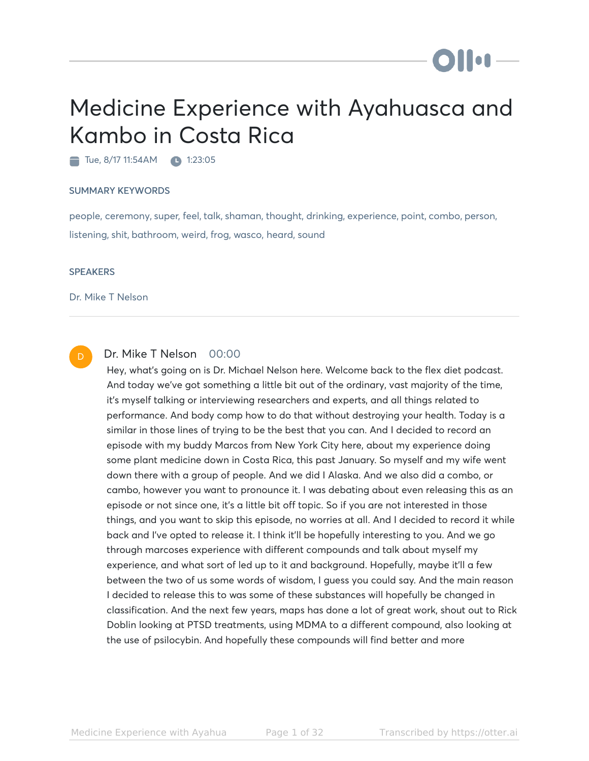# Medicine Experience with Ayahuasca and Kambo in Costa Rica

Tue, 8/17 11:54AM 1:23:05

### SUMMARY KEYWORDS

people, ceremony, super, feel, talk, shaman, thought, drinking, experience, point, combo, person, listening, shit, bathroom, weird, frog, wasco, heard, sound

### SPEAKERS

Dr. Mike T Nelson

---

**Dr. Mike T Nelson** 00:00

Hey, what's going on is Dr. Michael Nelson here. Welcome back to the flex diet podcast. And today we've got something a little bit out of the ordinary, vast majority of the time, it's myself talking or interviewing researchers and experts, and all things related to performance. And body comp how to do that without destroying your health. Today is a similar in those lines of trying to be the best that you can. And I decided to record an episode with my buddy Marcos from New York City here, about my experience doing some plant medicine down in Costa Rica, this past January. So myself and my wife went down there with a group of people. And we did I Alaska. And we also did a combo, or cambo, however you want to pronounce it. I was debating about even releasing this as an episode or not since one, it's a little bit off topic. So if you are not interested in those things, and you want to skip this episode, no worries at all. And I decided to record it while back and I've opted to release it. I think it'll be hopefully interesting to you. And we go through marcoses experience with different compounds and talk about myself my experience, and what sort of led up to it and background. Hopefully, maybe it'll a few between the two of us some words of wisdom, I guess you could say. And the main reason I decided to release this to was some of these substances will hopefully be changed in classification. And the next few years, maps has done a lot of great work, shout out to Rick Doblin looking at PTSD treatments, using MDMA to a different compound, also looking at the use of psilocybin. And hopefully these compounds will find better and more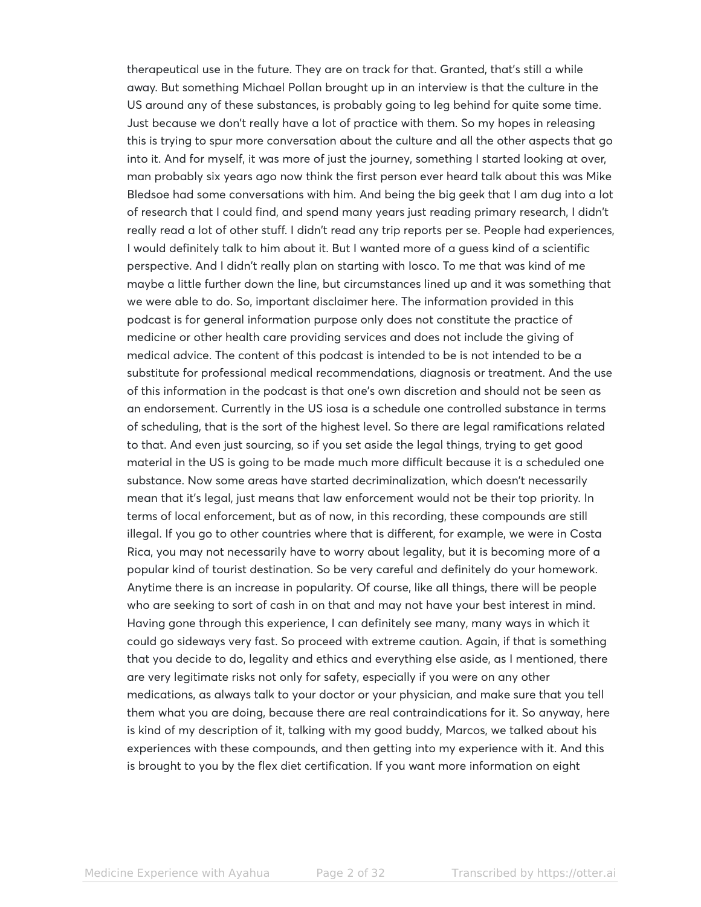therapeutical use in the future. They are on track for that. Granted, that's still a while away. But something Michael Pollan brought up in an interview is that the culture in the US around any of these substances, is probably going to leg behind for quite some time. Just because we don't really have a lot of practice with them. So my hopes in releasing this is trying to spur more conversation about the culture and all the other aspects that go into it. And for myself, it was more of just the journey, something I started looking at over, man probably six years ago now think the first person ever heard talk about this was Mike Bledsoe had some conversations with him. And being the big geek that I am dug into a lot of research that I could find, and spend many years just reading primary research, I didn't really read a lot of other stuff. I didn't read any trip reports per se. People had experiences, I would definitely talk to him about it. But I wanted more of a guess kind of a scientific perspective. And I didn't really plan on starting with Iosco. To me that was kind of me maybe a little further down the line, but circumstances lined up and it was something that we were able to do. So, important disclaimer here. The information provided in this podcast is for general information purpose only does not constitute the practice of medicine or other health care providing services and does not include the giving of medical advice. The content of this podcast is intended to be is not intended to be a substitute for professional medical recommendations, diagnosis or treatment. And the use of this information in the podcast is that one's own discretion and should not be seen as an endorsement. Currently in the US iosa is a schedule one controlled substance in terms of scheduling, that is the sort of the highest level. So there are legal ramifications related to that. And even just sourcing, so if you set aside the legal things, trying to get good material in the US is going to be made much more difficult because it is a scheduled one substance. Now some areas have started decriminalization, which doesn't necessarily mean that it's legal, just means that law enforcement would not be their top priority. In terms of local enforcement, but as of now, in this recording, these compounds are still illegal. If you go to other countries where that is different, for example, we were in Costa Rica, you may not necessarily have to worry about legality, but it is becoming more of a popular kind of tourist destination. So be very careful and definitely do your homework. Anytime there is an increase in popularity. Of course, like all things, there will be people who are seeking to sort of cash in on that and may not have your best interest in mind. Having gone through this experience, I can definitely see many, many ways in which it could go sideways very fast. So proceed with extreme caution. Again, if that is something that you decide to do, legality and ethics and everything else aside, as I mentioned, there are very legitimate risks not only for safety, especially if you were on any other medications, as always talk to your doctor or your physician, and make sure that you tell them what you are doing, because there are real contraindications for it. So anyway, here is kind of my description of it, talking with my good buddy, Marcos, we talked about his experiences with these compounds, and then getting into my experience with it. And this is brought to you by the flex diet certification. If you want more information on eight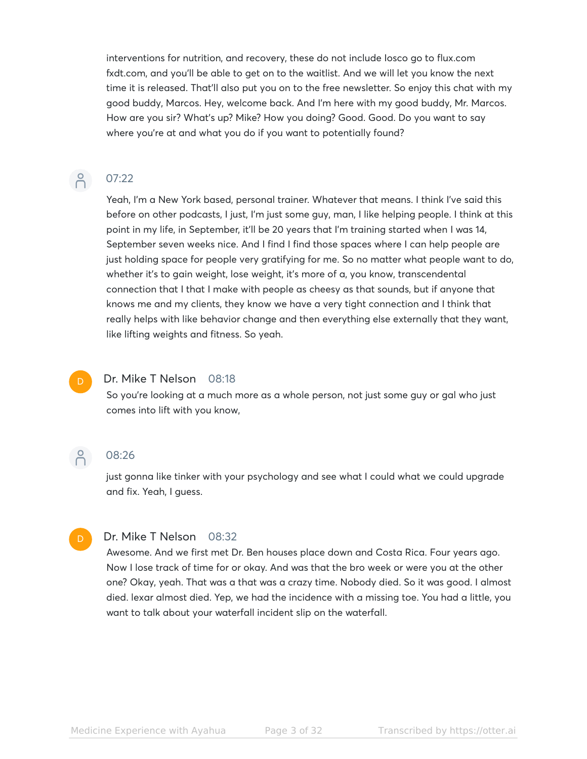interventions for nutrition, and recovery, these do not include losco go to flux.com fxdt.com, and you'll be able to get on to the waitlist. And we will let you know the next time it is released. That'll also put you on to the free newsletter. So enjoy this chat with my good buddy, Marcos. Hey, welcome back. And I'm here with my good buddy, Mr. Marcos. How are you sir? What's up? Mike? How you doing? Good. Good. Do you want to say where you're at and what you do if you want to potentially found?

07:22

Yeah, I'm a New York based, personal trainer. Whatever that means. I think I've said this before on other podcasts, I just, I'm just some guy, man, I like helping people. I think at this point in my life, in September, it'll be 20 years that I'm training started when I was 14, September seven weeks nice. And I find I find those spaces where I can help people are just holding space for people very gratifying for me. So no matter what people want to do, whether it's to gain weight, lose weight, it's more of a, you know, transcendental connection that I that I make with people as cheesy as that sounds, but if anyone that knows me and my clients, they know we have a very tight connection and I think that really helps with like behavior change and then everything else externally that they want, like lifting weights and fitness. So yeah.

Dr. Mike T Nelson 08:18

So you're looking at a much more as a whole person, not just some guy or gal who just comes into lift with you know,

08:26

just gonna like tinker with your psychology and see what I could what we could upgrade and fix. Yeah, I guess.

Dr. Mike T Nelson 08:32

Awesome. And we first met Dr. Ben houses place down and Costa Rica. Four years ago. Now I lose track of time for or okay. And was that the bro week or were you at the other one? Okay, yeah. That was a that was a crazy time. Nobody died. So it was good. I almost died. lexar almost died. Yep, we had the incidence with a missing toe. You had a little, you want to talk about your waterfall incident slip on the waterfall.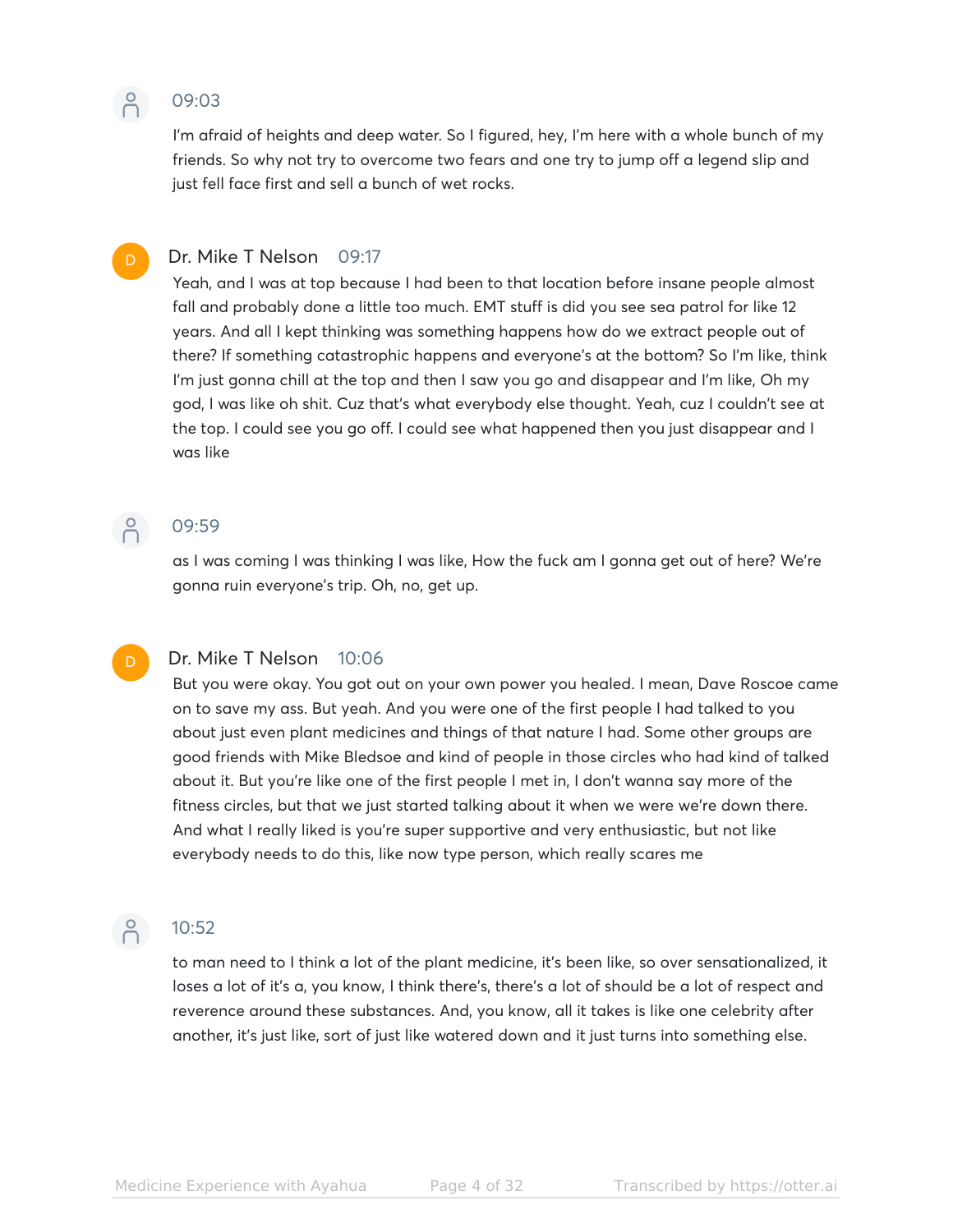09:03

I'm afraid of heights and deep water. So I figured, hey, I'm here with a whole bunch of my friends. So why not try to overcome two fears and one try to jump off a legend slip and just fell face first and sell a bunch of wet rocks.

Dr. Mike T Nelson  09:17

Yeah, and I was at top because I had been to that location before insane people almost fall and probably done a little too much. EMT stuff is did you see sea patrol for like 12 years. And all I kept thinking was something happens how do we extract people out of there? If something catastrophic happens and everyone's at the bottom? So I'm like, think I'm just gonna chill at the top and then I saw you go and disappear and I'm like, Oh my god, I was like oh shit. Cuz that's what everybody else thought. Yeah, cuz I couldn't see at the top. I could see you go off. I could see what happened then you just disappear and I was like

09:59

as I was coming I was thinking I was like, How the fuck am I gonna get out of here? We're gonna ruin everyone's trip. Oh, no, get up.

Dr. Mike T Nelson  10:06

But you were okay. You got out on your own power you healed. I mean, Dave Roscoe came on to save my ass. But yeah. And you were one of the first people I had talked to you about just even plant medicines and things of that nature I had. Some other groups are good friends with Mike Bledsoe and kind of people in those circles who had kind of talked about it. But you're like one of the first people I met in, I don't wanna say more of the fitness circles, but that we just started talking about it when we were we're down there. And what I really liked is you're super supportive and very enthusiastic, but not like everybody needs to do this, like now type person, which really scares me

10:52

to man need to I think a lot of the plant medicine, it's been like, so over sensationalized, it loses a lot of it's a, you know, I think there's, there's a lot of should be a lot of respect and reverence around these substances. And, you know, all it takes is like one celebrity after another, it's just like, sort of just like watered down and it just turns into something else.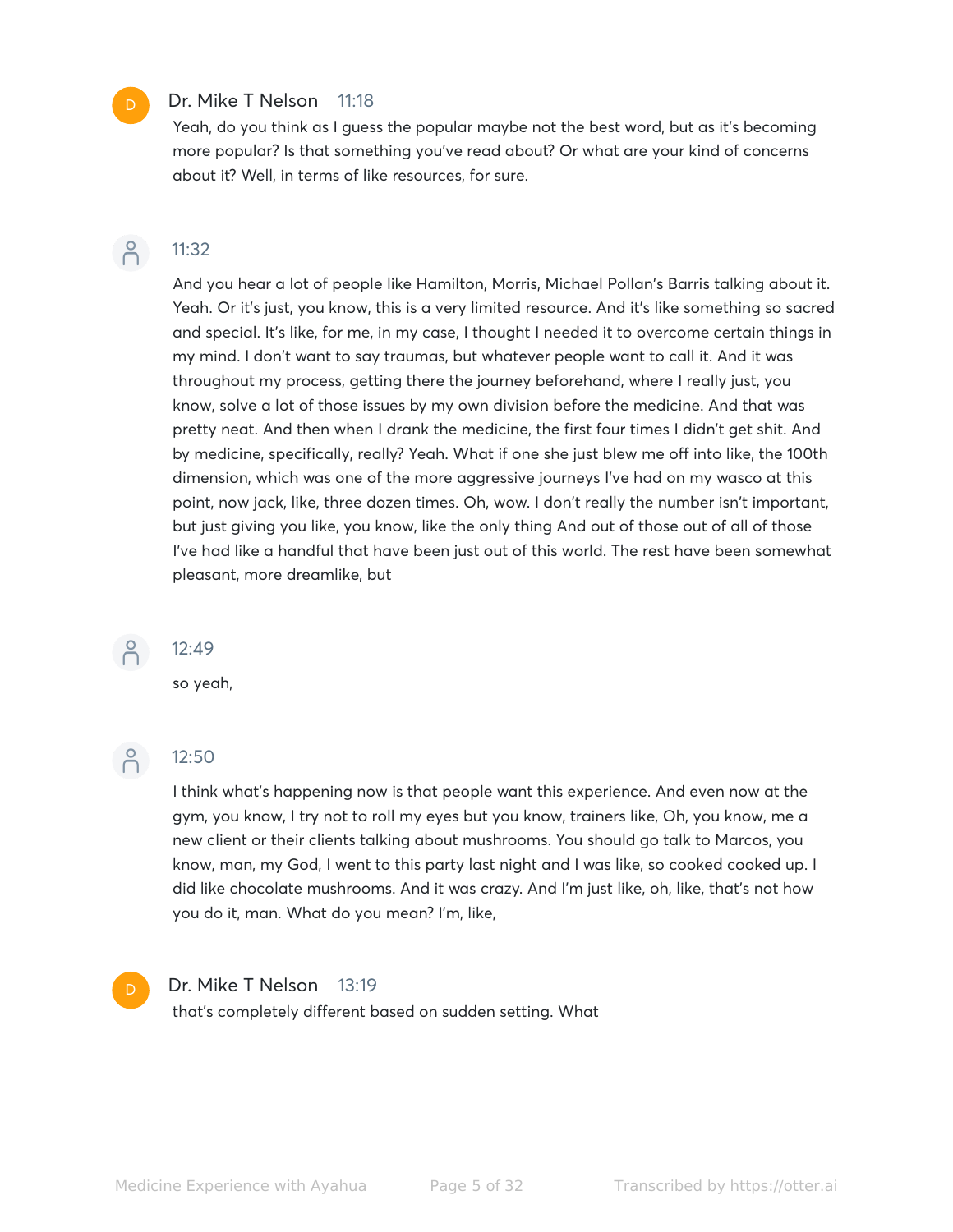**Dr. Mike T Nelson** 11:18

Yeah, do you think as I guess the popular maybe not the best word, but as it's becoming more popular? Is that something you've read about? Or what are your kind of concerns about it? Well, in terms of like resources, for sure.

11:32

And you hear a lot of people like Hamilton, Morris, Michael Pollan's Barris talking about it. Yeah. Or it's just, you know, this is a very limited resource. And it's like something so sacred and special. It's like, for me, in my case, I thought I needed it to overcome certain things in my mind. I don't want to say traumas, but whatever people want to call it. And it was throughout my process, getting there the journey beforehand, where I really just, you know, solve a lot of those issues by my own division before the medicine. And that was pretty neat. And then when I drank the medicine, the first four times I didn't get shit. And by medicine, specifically, really? Yeah. What if one she just blew me off into like, the 100th dimension, which was one of the more aggressive journeys I've had on my wasco at this point, now jack, like, three dozen times. Oh, wow. I don't really the number isn't important, but just giving you like, you know, like the only thing And out of those out of all of those I've had like a handful that have been just out of this world. The rest have been somewhat pleasant, more dreamlike, but

12:49

so yeah,

12:50

I think what's happening now is that people want this experience. And even now at the gym, you know, I try not to roll my eyes but you know, trainers like, Oh, you know, me a new client or their clients talking about mushrooms. You should go talk to Marcos, you know, man, my God, I went to this party last night and I was like, so cooked cooked up. I did like chocolate mushrooms. And it was crazy. And I'm just like, oh, like, that's not how you do it, man. What do you mean? I'm, like,

**Dr. Mike T Nelson** 13:19

that's completely different based on sudden setting. What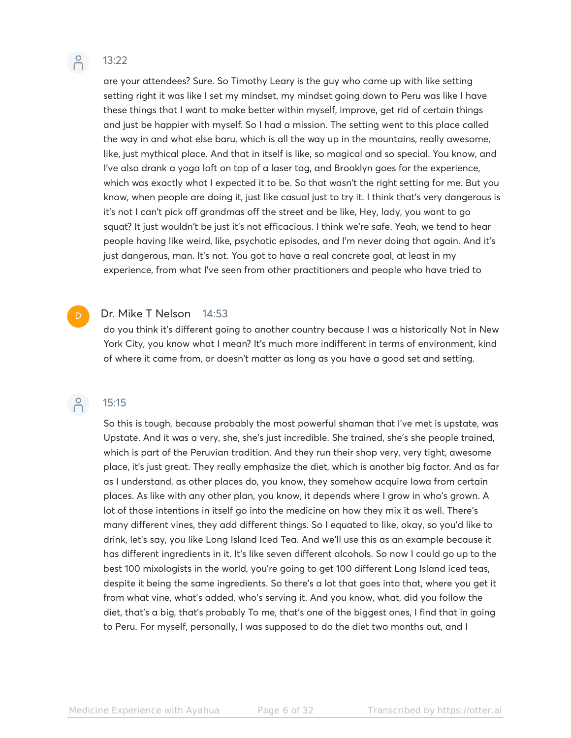13:22

are your attendees? Sure. So Timothy Leary is the guy who came up with like setting setting right it was like I set my mindset, my mindset going down to Peru was like I have these things that I want to make better within myself, improve, get rid of certain things and just be happier with myself. So I had a mission. The setting went to this place called the way in and what else baru, which is all the way up in the mountains, really awesome, like, just mythical place. And that in itself is like, so magical and so special. You know, and I've also drank a yoga loft on top of a laser tag, and Brooklyn goes for the experience, which was exactly what I expected it to be. So that wasn't the right setting for me. But you know, when people are doing it, just like casual just to try it. I think that's very dangerous is it's not I can't pick off grandmas off the street and be like, Hey, lady, you want to go squat? It just wouldn't be just it's not efficacious. I think we're safe. Yeah, we tend to hear people having like weird, like, psychotic episodes, and I'm never doing that again. And it's just dangerous, man. It's not. You got to have a real concrete goal, at least in my experience, from what I've seen from other practitioners and people who have tried to

Dr. Mike T Nelson 14:53

do you think it's different going to another country because I was a historically Not in New York City, you know what I mean? It's much more indifferent in terms of environment, kind of where it came from, or doesn't matter as long as you have a good set and setting.

15:15

So this is tough, because probably the most powerful shaman that I've met is upstate, was Upstate. And it was a very, she, she's just incredible. She trained, she's she people trained, which is part of the Peruvian tradition. And they run their shop very, very tight, awesome place, it's just great. They really emphasize the diet, which is another big factor. And as far as I understand, as other places do, you know, they somehow acquire Iowa from certain places. As like with any other plan, you know, it depends where I grow in who's grown. A lot of those intentions in itself go into the medicine on how they mix it as well. There's many different vines, they add different things. So I equated to like, okay, so you'd like to drink, let's say, you like Long Island Iced Tea. And we'll use this as an example because it has different ingredients in it. It's like seven different alcohols. So now I could go up to the best 100 mixologists in the world, you're going to get 100 different Long Island iced teas, despite it being the same ingredients. So there's a lot that goes into that, where you get it from what vine, what's added, who's serving it. And you know, what, did you follow the diet, that's a big, that's probably To me, that's one of the biggest ones, I find that in going to Peru. For myself, personally, I was supposed to do the diet two months out, and I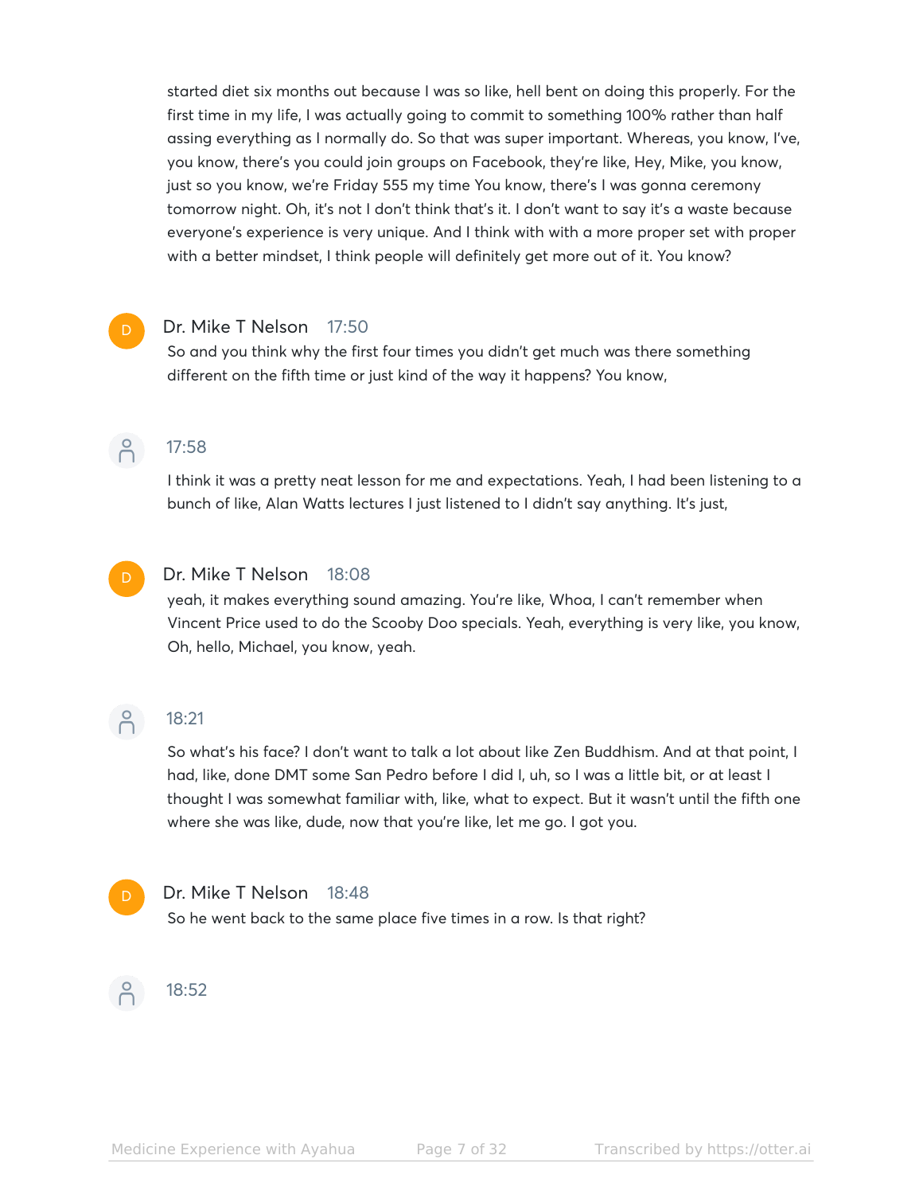started diet six months out because I was so like, hell bent on doing this properly. For the first time in my life, I was actually going to commit to something 100% rather than half assing everything as I normally do. So that was super important. Whereas, you know, I've, you know, there's you could join groups on Facebook, they're like, Hey, Mike, you know, just so you know, we're Friday 555 my time You know, there's I was gonna ceremony tomorrow night. Oh, it's not I don't think that's it. I don't want to say it's a waste because everyone's experience is very unique. And I think with with a more proper set with proper with a better mindset, I think people will definitely get more out of it. You know?

**Dr. Mike T Nelson** 17:50

So and you think why the first four times you didn't get much was there something different on the fifth time or just kind of the way it happens? You know,

**17:58**

I think it was a pretty neat lesson for me and expectations. Yeah, I had been listening to a bunch of like, Alan Watts lectures I just listened to I didn't say anything. It's just,

**Dr. Mike T Nelson** 18:08

yeah, it makes everything sound amazing. You're like, Whoa, I can't remember when Vincent Price used to do the Scooby Doo specials. Yeah, everything is very like, you know, Oh, hello, Michael, you know, yeah.

**18:21**

So what's his face? I don't want to talk a lot about like Zen Buddhism. And at that point, I had, like, done DMT some San Pedro before I did I, uh, so I was a little bit, or at least I thought I was somewhat familiar with, like, what to expect. But it wasn't until the fifth one where she was like, dude, now that you're like, let me go. I got you.

**Dr. Mike T Nelson** 18:48

So he went back to the same place five times in a row. Is that right?

**18:52**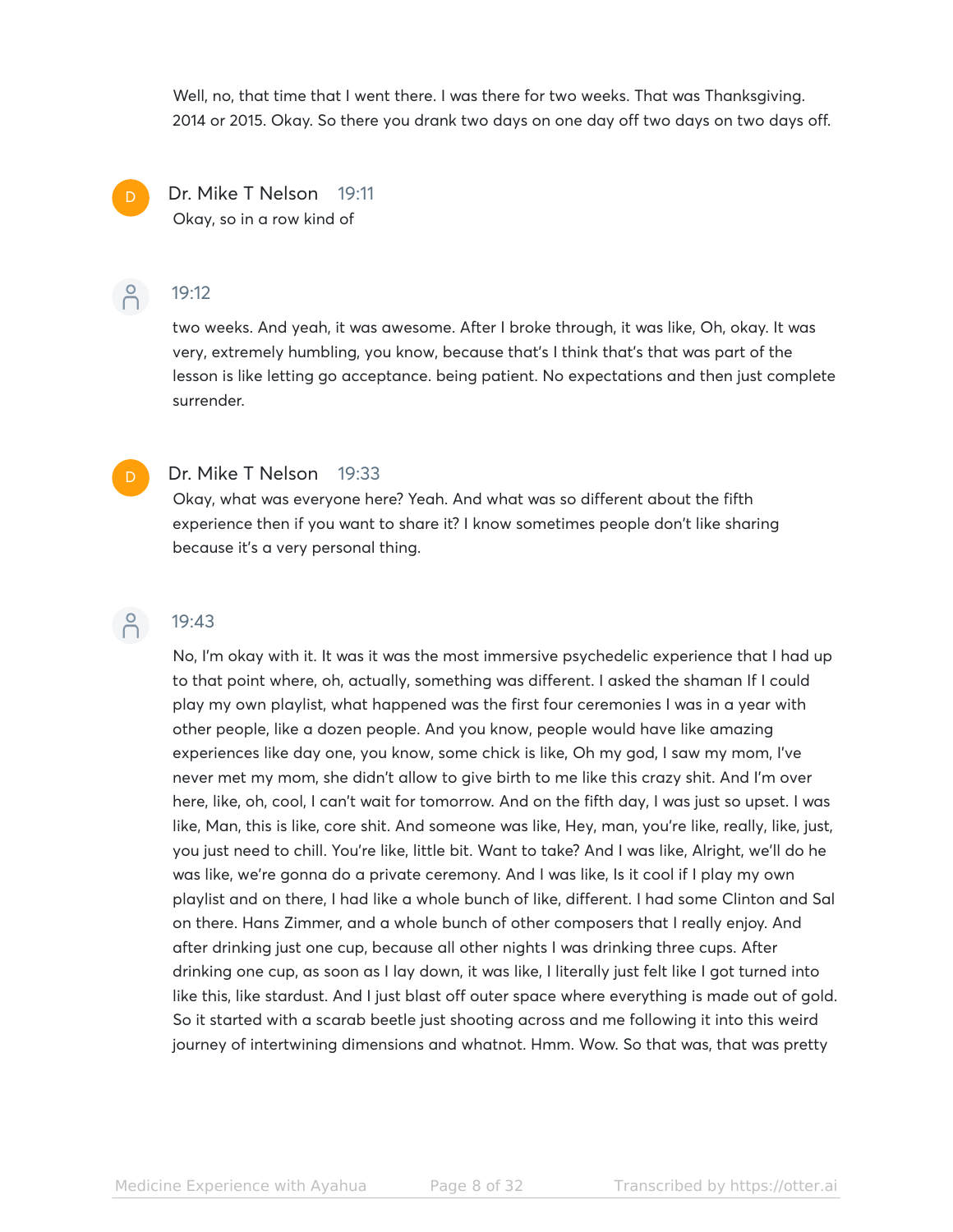Well, no, that time that I went there. I was there for two weeks. That was Thanksgiving. 2014 or 2015. Okay. So there you drank two days on one day off two days on two days off.

**Dr. Mike T Nelson** 19:11

Okay, so in a row kind of

**19:12**

two weeks. And yeah, it was awesome. After I broke through, it was like, Oh, okay. It was very, extremely humbling, you know, because that's I think that's that was part of the lesson is like letting go acceptance. being patient. No expectations and then just complete surrender.

**Dr. Mike T Nelson** 19:33

Okay, what was everyone here? Yeah. And what was so different about the fifth experience then if you want to share it? I know sometimes people don't like sharing because it's a very personal thing.

**19:43**

No, I'm okay with it. It was it was the most immersive psychedelic experience that I had up to that point where, oh, actually, something was different. I asked the shaman If I could play my own playlist, what happened was the first four ceremonies I was in a year with other people, like a dozen people. And you know, people would have like amazing experiences like day one, you know, some chick is like, Oh my god, I saw my mom, I've never met my mom, she didn't allow to give birth to me like this crazy shit. And I'm over here, like, oh, cool, I can't wait for tomorrow. And on the fifth day, I was just so upset. I was like, Man, this is like, core shit. And someone was like, Hey, man, you're like, really, like, just, you just need to chill. You're like, little bit. Want to take? And I was like, Alright, we'll do he was like, we're gonna do a private ceremony. And I was like, Is it cool if I play my own playlist and on there, I had like a whole bunch of like, different. I had some Clinton and Sal on there. Hans Zimmer, and a whole bunch of other composers that I really enjoy. And after drinking just one cup, because all other nights I was drinking three cups. After drinking one cup, as soon as I lay down, it was like, I literally just felt like I got turned into like this, like stardust. And I just blast off outer space where everything is made out of gold. So it started with a scarab beetle just shooting across and me following it into this weird journey of intertwining dimensions and whatnot. Hmm. Wow. So that was, that was pretty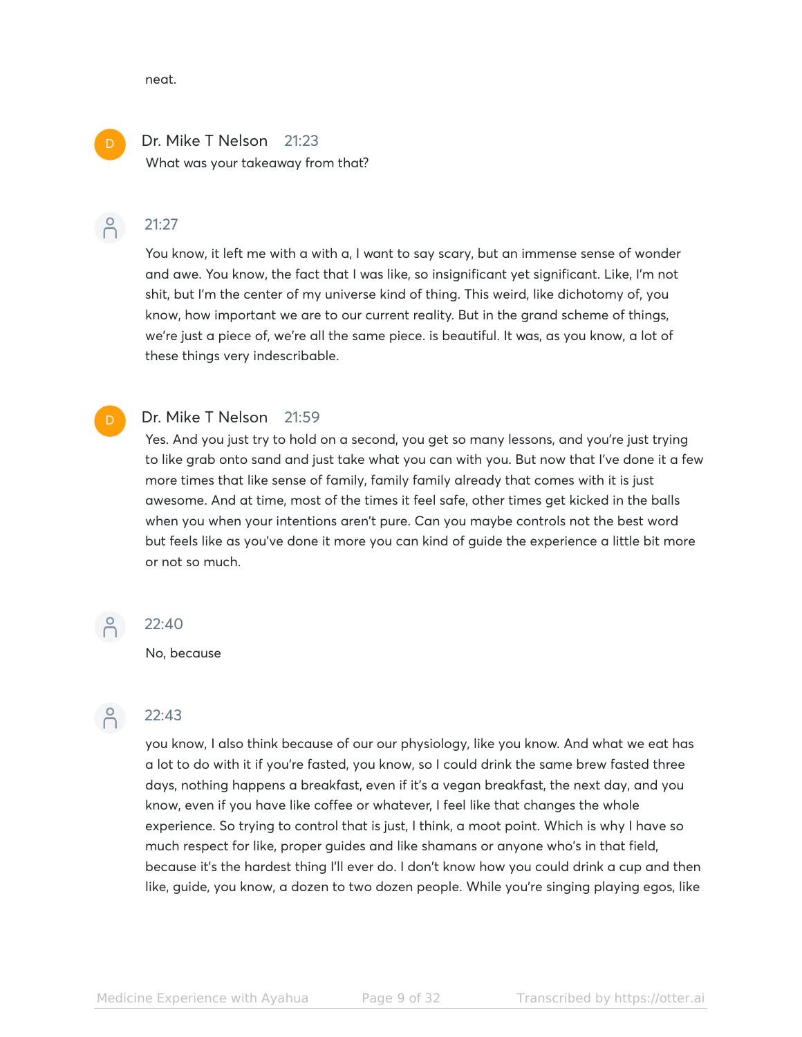neat.

**Dr. Mike T Nelson** 21:23

What was your takeaway from that?

21:27

You know, it left me with a with a, I want to say scary, but an immense sense of wonder and awe. You know, the fact that I was like, so insignificant yet significant. Like, I'm not shit, but I'm the center of my universe kind of thing. This weird, like dichotomy of, you know, how important we are to our current reality. But in the grand scheme of things, we're just a piece of, we're all the same piece. is beautiful. It was, as you know, a lot of these things very indescribable.

**Dr. Mike T Nelson** 21:59

Yes. And you just try to hold on a second, you get so many lessons, and you're just trying to like grab onto sand and just take what you can with you. But now that I've done it a few more times that like sense of family, family family already that comes with it is just awesome. And at time, most of the times it feel safe, other times get kicked in the balls when you when your intentions aren't pure. Can you maybe controls not the best word but feels like as you've done it more you can kind of guide the experience a little bit more or not so much.

22:40

No, because

22:43

you know, I also think because of our our physiology, like you know. And what we eat has a lot to do with it if you're fasted, you know, so I could drink the same brew fasted three days, nothing happens a breakfast, even if it's a vegan breakfast, the next day, and you know, even if you have like coffee or whatever, I feel like that changes the whole experience. So trying to control that is just, I think, a moot point. Which is why I have so much respect for like, proper guides and like shamans or anyone who's in that field, because it's the hardest thing I'll ever do. I don't know how you could drink a cup and then like, guide, you know, a dozen to two dozen people. While you're singing playing egos, like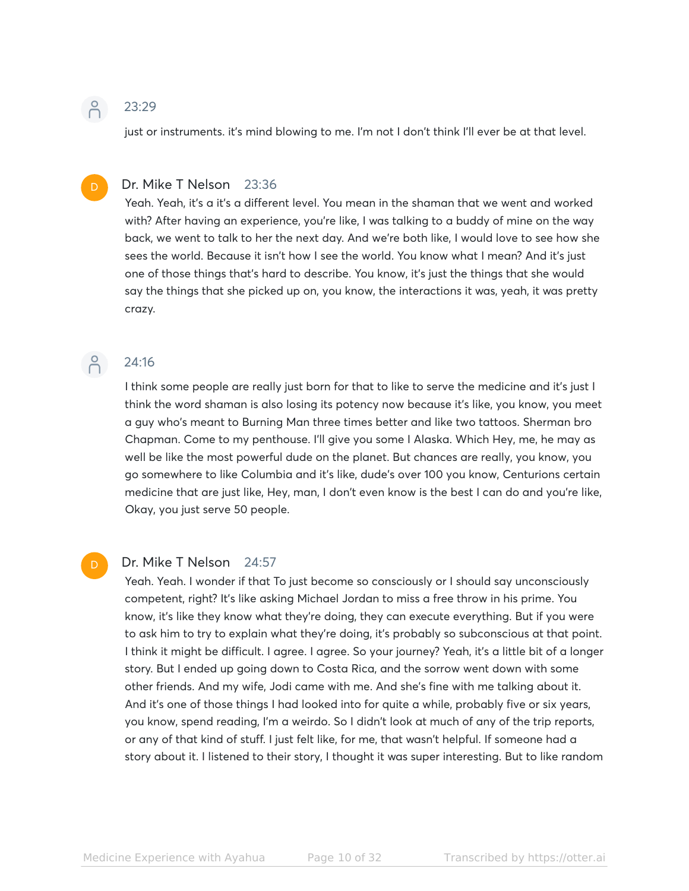23:29

just or instruments. it's mind blowing to me. I'm not I don't think I'll ever be at that level.

**Dr. Mike T Nelson** 23:36

Yeah. Yeah, it's a it's a different level. You mean in the shaman that we went and worked with? After having an experience, you're like, I was talking to a buddy of mine on the way back, we went to talk to her the next day. And we're both like, I would love to see how she sees the world. Because it isn't how I see the world. You know what I mean? And it's just one of those things that's hard to describe. You know, it's just the things that she would say the things that she picked up on, you know, the interactions it was, yeah, it was pretty crazy.

24:16

I think some people are really just born for that to like to serve the medicine and it's just I think the word shaman is also losing its potency now because it's like, you know, you meet a guy who's meant to Burning Man three times better and like two tattoos. Sherman bro Chapman. Come to my penthouse. I'll give you some I Alaska. Which Hey, me, he may as well be like the most powerful dude on the planet. But chances are really, you know, you go somewhere to like Columbia and it's like, dude's over 100 you know, Centurions certain medicine that are just like, Hey, man, I don't even know is the best I can do and you're like, Okay, you just serve 50 people.

**Dr. Mike T Nelson** 24:57

Yeah. Yeah. I wonder if that To just become so consciously or I should say unconsciously competent, right? It's like asking Michael Jordan to miss a free throw in his prime. You know, it's like they know what they're doing, they can execute everything. But if you were to ask him to try to explain what they're doing, it's probably so subconscious at that point. I think it might be difficult. I agree. I agree. So your journey? Yeah, it's a little bit of a longer story. But I ended up going down to Costa Rica, and the sorrow went down with some other friends. And my wife, Jodi came with me. And she's fine with me talking about it. And it's one of those things I had looked into for quite a while, probably five or six years, you know, spend reading, I'm a weirdo. So I didn't look at much of any of the trip reports, or any of that kind of stuff. I just felt like, for me, that wasn't helpful. If someone had a story about it. I listened to their story, I thought it was super interesting. But to like random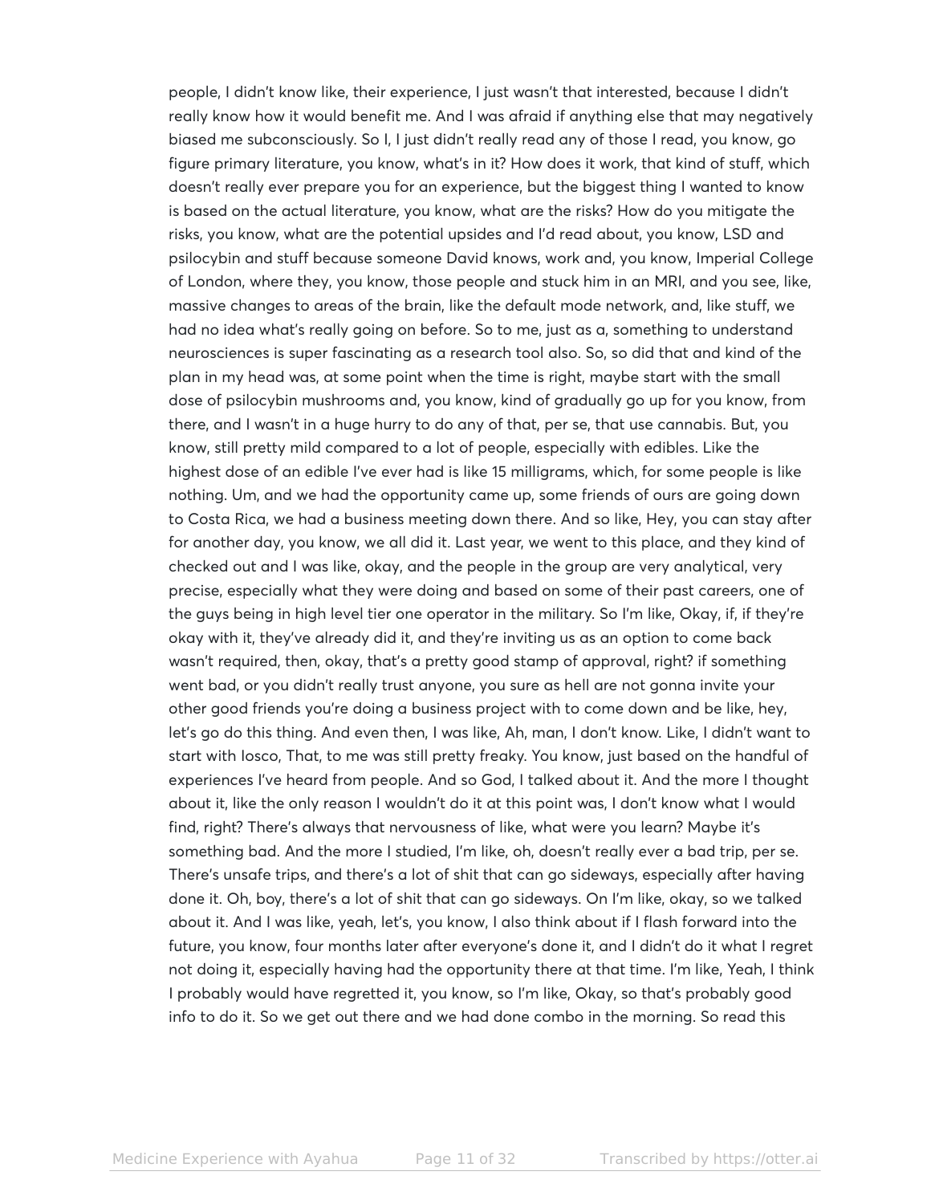people, I didn't know like, their experience, I just wasn't that interested, because I didn't really know how it would benefit me. And I was afraid if anything else that may negatively biased me subconsciously. So I, I just didn't really read any of those I read, you know, go figure primary literature, you know, what's in it? How does it work, that kind of stuff, which doesn't really ever prepare you for an experience, but the biggest thing I wanted to know is based on the actual literature, you know, what are the risks? How do you mitigate the risks, you know, what are the potential upsides and I'd read about, you know, LSD and psilocybin and stuff because someone David knows, work and, you know, Imperial College of London, where they, you know, those people and stuck him in an MRI, and you see, like, massive changes to areas of the brain, like the default mode network, and, like stuff, we had no idea what's really going on before. So to me, just as a, something to understand neurosciences is super fascinating as a research tool also. So, so did that and kind of the plan in my head was, at some point when the time is right, maybe start with the small dose of psilocybin mushrooms and, you know, kind of gradually go up for you know, from there, and I wasn't in a huge hurry to do any of that, per se, that use cannabis. But, you know, still pretty mild compared to a lot of people, especially with edibles. Like the highest dose of an edible I've ever had is like 15 milligrams, which, for some people is like nothing. Um, and we had the opportunity came up, some friends of ours are going down to Costa Rica, we had a business meeting down there. And so like, Hey, you can stay after for another day, you know, we all did it. Last year, we went to this place, and they kind of checked out and I was like, okay, and the people in the group are very analytical, very precise, especially what they were doing and based on some of their past careers, one of the guys being in high level tier one operator in the military. So I'm like, Okay, if, if they're okay with it, they've already did it, and they're inviting us as an option to come back wasn't required, then, okay, that's a pretty good stamp of approval, right? if something went bad, or you didn't really trust anyone, you sure as hell are not gonna invite your other good friends you're doing a business project with to come down and be like, hey, let's go do this thing. And even then, I was like, Ah, man, I don't know. Like, I didn't want to start with Iosco, That, to me was still pretty freaky. You know, just based on the handful of experiences I've heard from people. And so God, I talked about it. And the more I thought about it, like the only reason I wouldn't do it at this point was, I don't know what I would find, right? There's always that nervousness of like, what were you learn? Maybe it's something bad. And the more I studied, I'm like, oh, doesn't really ever a bad trip, per se. There's unsafe trips, and there's a lot of shit that can go sideways, especially after having done it. Oh, boy, there's a lot of shit that can go sideways. On I'm like, okay, so we talked about it. And I was like, yeah, let's, you know, I also think about if I flash forward into the future, you know, four months later after everyone's done it, and I didn't do it what I regret not doing it, especially having had the opportunity there at that time. I'm like, Yeah, I think I probably would have regretted it, you know, so I'm like, Okay, so that's probably good info to do it. So we get out there and we had done combo in the morning. So read this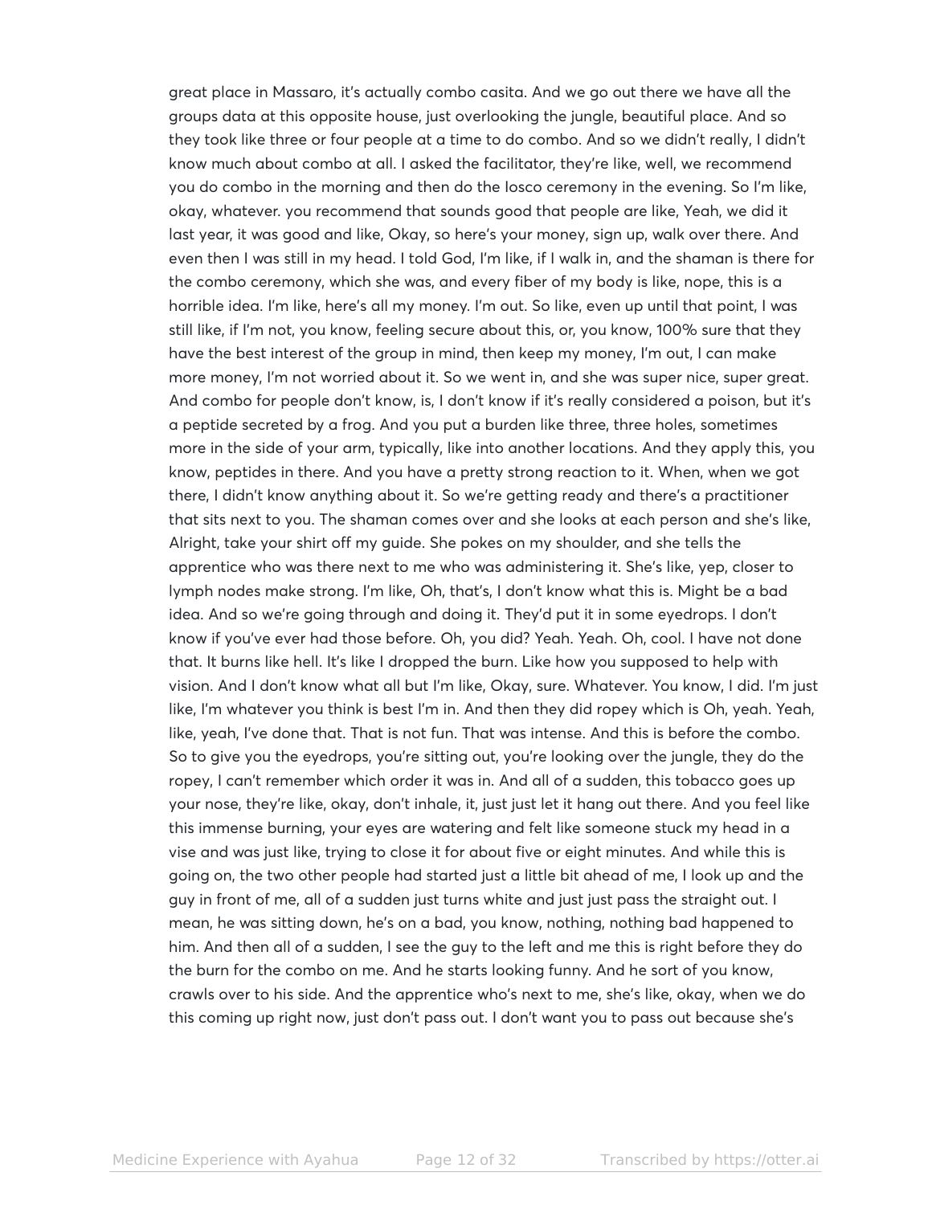great place in Massaro, it's actually combo casita. And we go out there we have all the groups data at this opposite house, just overlooking the jungle, beautiful place. And so they took like three or four people at a time to do combo. And so we didn't really, I didn't know much about combo at all. I asked the facilitator, they're like, well, we recommend you do combo in the morning and then do the losco ceremony in the evening. So I'm like, okay, whatever. you recommend that sounds good that people are like, Yeah, we did it last year, it was good and like, Okay, so here's your money, sign up, walk over there. And even then I was still in my head. I told God, I'm like, if I walk in, and the shaman is there for the combo ceremony, which she was, and every fiber of my body is like, nope, this is a horrible idea. I'm like, here's all my money. I'm out. So like, even up until that point, I was still like, if I'm not, you know, feeling secure about this, or, you know, 100% sure that they have the best interest of the group in mind, then keep my money, I'm out, I can make more money, I'm not worried about it. So we went in, and she was super nice, super great. And combo for people don't know, is, I don't know if it's really considered a poison, but it's a peptide secreted by a frog. And you put a burden like three, three holes, sometimes more in the side of your arm, typically, like into another locations. And they apply this, you know, peptides in there. And you have a pretty strong reaction to it. When, when we got there, I didn't know anything about it. So we're getting ready and there's a practitioner that sits next to you. The shaman comes over and she looks at each person and she's like, Alright, take your shirt off my guide. She pokes on my shoulder, and she tells the apprentice who was there next to me who was administering it. She's like, yep, closer to lymph nodes make strong. I'm like, Oh, that's, I don't know what this is. Might be a bad idea. And so we're going through and doing it. They'd put it in some eyedrops. I don't know if you've ever had those before. Oh, you did? Yeah. Yeah. Oh, cool. I have not done that. It burns like hell. It's like I dropped the burn. Like how you supposed to help with vision. And I don't know what all but I'm like, Okay, sure. Whatever. You know, I did. I'm just like, I'm whatever you think is best I'm in. And then they did ropey which is Oh, yeah. Yeah, like, yeah, I've done that. That is not fun. That was intense. And this is before the combo. So to give you the eyedrops, you're sitting out, you're looking over the jungle, they do the ropey, I can't remember which order it was in. And all of a sudden, this tobacco goes up your nose, they're like, okay, don't inhale, it, just just let it hang out there. And you feel like this immense burning, your eyes are watering and felt like someone stuck my head in a vise and was just like, trying to close it for about five or eight minutes. And while this is going on, the two other people had started just a little bit ahead of me, I look up and the guy in front of me, all of a sudden just turns white and just just pass the straight out. I mean, he was sitting down, he's on a bad, you know, nothing, nothing bad happened to him. And then all of a sudden, I see the guy to the left and me this is right before they do the burn for the combo on me. And he starts looking funny. And he sort of you know, crawls over to his side. And the apprentice who's next to me, she's like, okay, when we do this coming up right now, just don't pass out. I don't want you to pass out because she's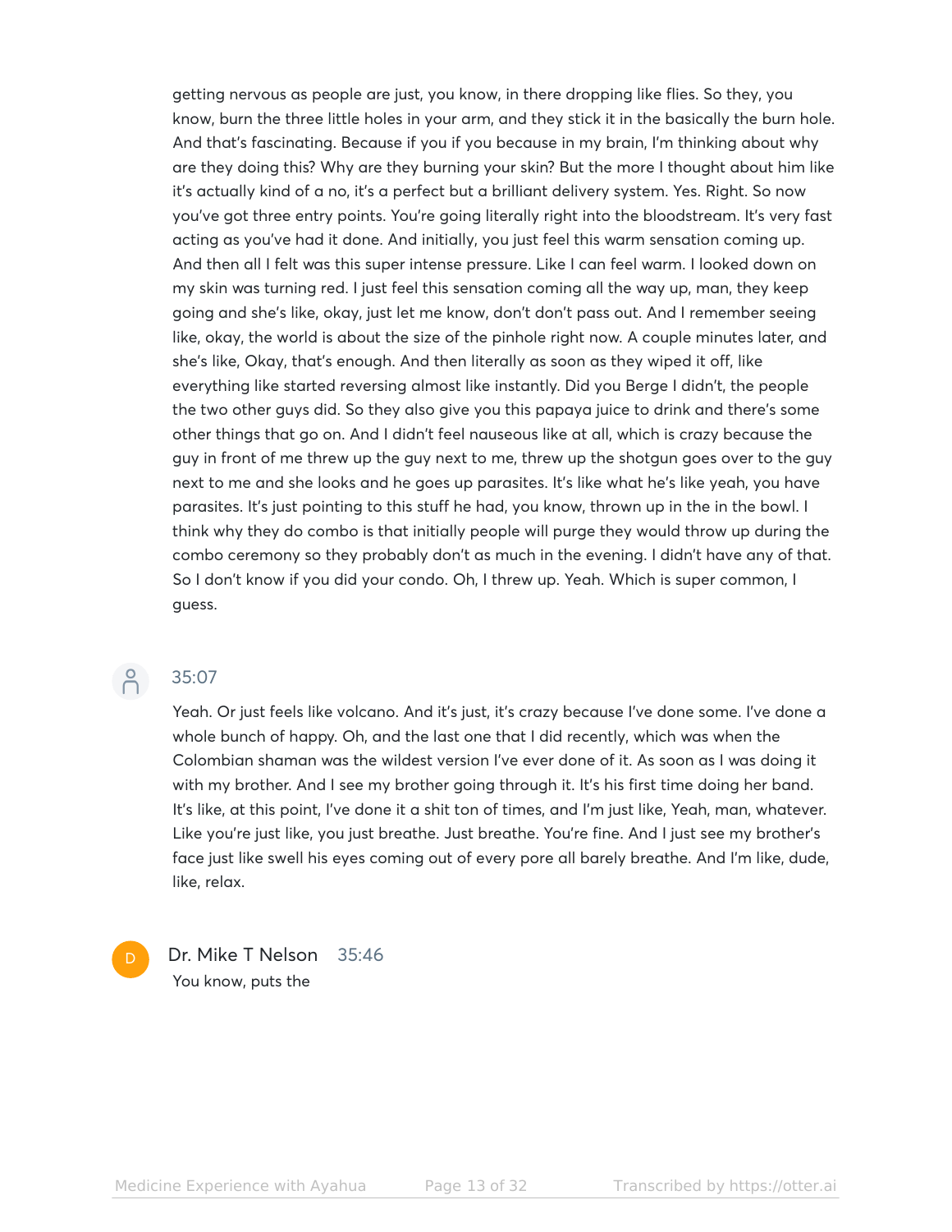getting nervous as people are just, you know, in there dropping like flies. So they, you know, burn the three little holes in your arm, and they stick it in the basically the burn hole. And that's fascinating. Because if you if you because in my brain, I'm thinking about why are they doing this? Why are they burning your skin? But the more I thought about him like it's actually kind of a no, it's a perfect but a brilliant delivery system. Yes. Right. So now you've got three entry points. You're going literally right into the bloodstream. It's very fast acting as you've had it done. And initially, you just feel this warm sensation coming up. And then all I felt was this super intense pressure. Like I can feel warm. I looked down on my skin was turning red. I just feel this sensation coming all the way up, man, they keep going and she's like, okay, just let me know, don't don't pass out. And I remember seeing like, okay, the world is about the size of the pinhole right now. A couple minutes later, and she's like, Okay, that's enough. And then literally as soon as they wiped it off, like everything like started reversing almost like instantly. Did you Berge I didn't, the people the two other guys did. So they also give you this papaya juice to drink and there's some other things that go on. And I didn't feel nauseous like at all, which is crazy because the guy in front of me threw up the guy next to me, threw up the shotgun goes over to the guy next to me and she looks and he goes up parasites. It's like what he's like yeah, you have parasites. It's just pointing to this stuff he had, you know, thrown up in the in the bowl. I think why they do combo is that initially people will purge they would throw up during the combo ceremony so they probably don't as much in the evening. I didn't have any of that. So I don't know if you did your condo. Oh, I threw up. Yeah. Which is super common, I guess.

35:07

Yeah. Or just feels like volcano. And it's just, it's crazy because I've done some. I've done a whole bunch of happy. Oh, and the last one that I did recently, which was when the Colombian shaman was the wildest version I've ever done of it. As soon as I was doing it with my brother. And I see my brother going through it. It's his first time doing her band. It's like, at this point, I've done it a shit ton of times, and I'm just like, Yeah, man, whatever. Like you're just like, you just breathe. Just breathe. You're fine. And I just see my brother's face just like swell his eyes coming out of every pore all barely breathe. And I'm like, dude, like, relax.

**Dr. Mike T Nelson** 35:46

You know, puts the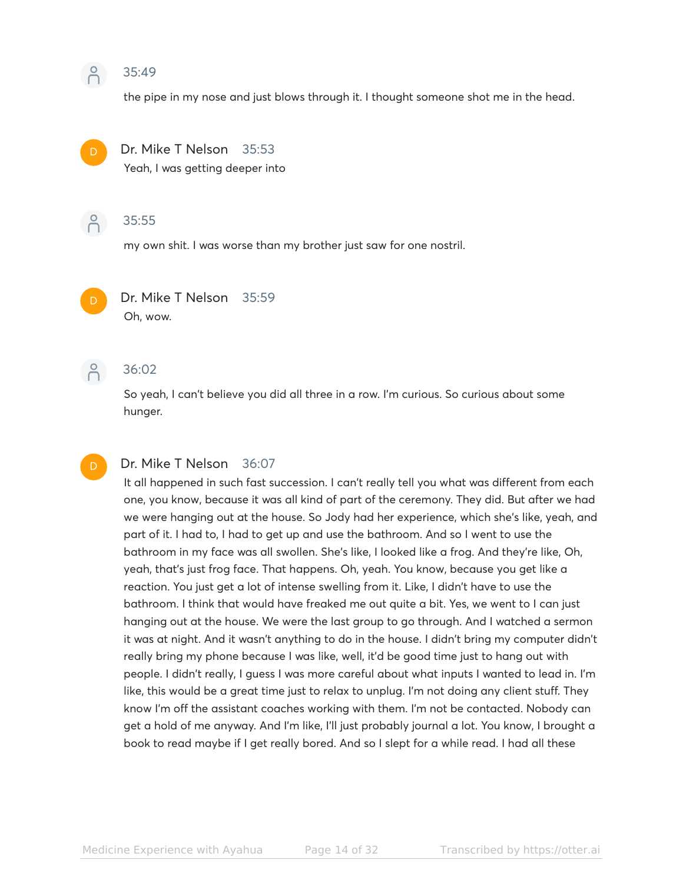35:49

the pipe in my nose and just blows through it. I thought someone shot me in the head.

Dr. Mike T Nelson 35:53

Yeah, I was getting deeper into

35:55

my own shit. I was worse than my brother just saw for one nostril.

Dr. Mike T Nelson 35:59

Oh, wow.

36:02

So yeah, I can't believe you did all three in a row. I'm curious. So curious about some hunger.

Dr. Mike T Nelson 36:07

It all happened in such fast succession. I can't really tell you what was different from each one, you know, because it was all kind of part of the ceremony. They did. But after we had we were hanging out at the house. So Jody had her experience, which she's like, yeah, and part of it. I had to, I had to get up and use the bathroom. And so I went to use the bathroom in my face was all swollen. She's like, I looked like a frog. And they're like, Oh, yeah, that's just frog face. That happens. Oh, yeah. You know, because you get like a reaction. You just get a lot of intense swelling from it. Like, I didn't have to use the bathroom. I think that would have freaked me out quite a bit. Yes, we went to I can just hanging out at the house. We were the last group to go through. And I watched a sermon it was at night. And it wasn't anything to do in the house. I didn't bring my computer didn't really bring my phone because I was like, well, it'd be good time just to hang out with people. I didn't really, I guess I was more careful about what inputs I wanted to lead in. I'm like, this would be a great time just to relax to unplug. I'm not doing any client stuff. They know I'm off the assistant coaches working with them. I'm not be contacted. Nobody can get a hold of me anyway. And I'm like, I'll just probably journal a lot. You know, I brought a book to read maybe if I get really bored. And so I slept for a while read. I had all these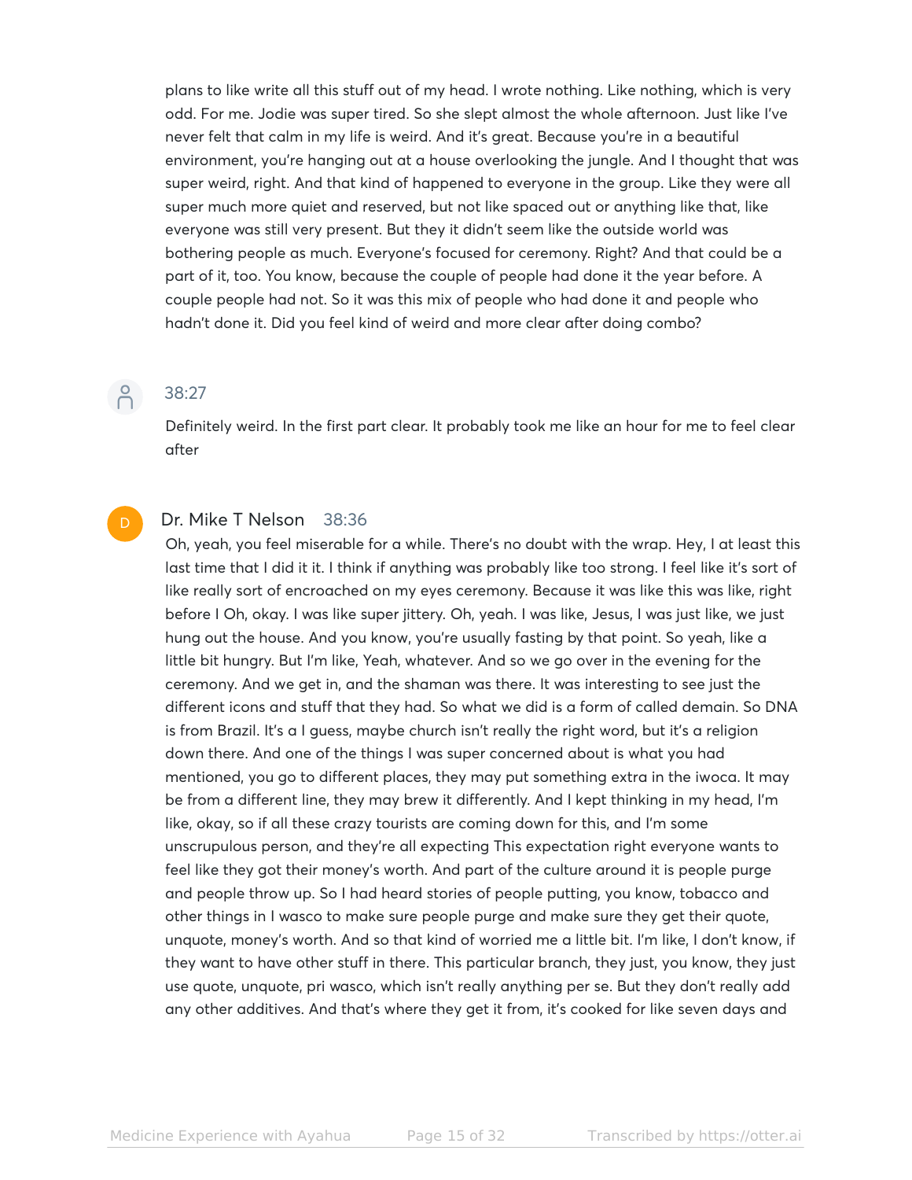plans to like write all this stuff out of my head. I wrote nothing. Like nothing, which is very odd. For me. Jodie was super tired. So she slept almost the whole afternoon. Just like I've never felt that calm in my life is weird. And it's great. Because you're in a beautiful environment, you're hanging out at a house overlooking the jungle. And I thought that was super weird, right. And that kind of happened to everyone in the group. Like they were all super much more quiet and reserved, but not like spaced out or anything like that, like everyone was still very present. But they it didn't seem like the outside world was bothering people as much. Everyone's focused for ceremony. Right? And that could be a part of it, too. You know, because the couple of people had done it the year before. A couple people had not. So it was this mix of people who had done it and people who hadn't done it. Did you feel kind of weird and more clear after doing combo?

38:27

Definitely weird. In the first part clear. It probably took me like an hour for me to feel clear after

**Dr. Mike T Nelson** 38:36

Oh, yeah, you feel miserable for a while. There's no doubt with the wrap. Hey, I at least this last time that I did it it. I think if anything was probably like too strong. I feel like it's sort of like really sort of encroached on my eyes ceremony. Because it was like this was like, right before I Oh, okay. I was like super jittery. Oh, yeah. I was like, Jesus, I was just like, we just hung out the house. And you know, you're usually fasting by that point. So yeah, like a little bit hungry. But I'm like, Yeah, whatever. And so we go over in the evening for the ceremony. And we get in, and the shaman was there. It was interesting to see just the different icons and stuff that they had. So what we did is a form of called demain. So DNA is from Brazil. It's a I guess, maybe church isn't really the right word, but it's a religion down there. And one of the things I was super concerned about is what you had mentioned, you go to different places, they may put something extra in the iwoca. It may be from a different line, they may brew it differently. And I kept thinking in my head, I'm like, okay, so if all these crazy tourists are coming down for this, and I'm some unscrupulous person, and they're all expecting This expectation right everyone wants to feel like they got their money's worth. And part of the culture around it is people purge and people throw up. So I had heard stories of people putting, you know, tobacco and other things in I wasco to make sure people purge and make sure they get their quote, unquote, money's worth. And so that kind of worried me a little bit. I'm like, I don't know, if they want to have other stuff in there. This particular branch, they just, you know, they just use quote, unquote, pri wasco, which isn't really anything per se. But they don't really add any other additives. And that's where they get it from, it's cooked for like seven days and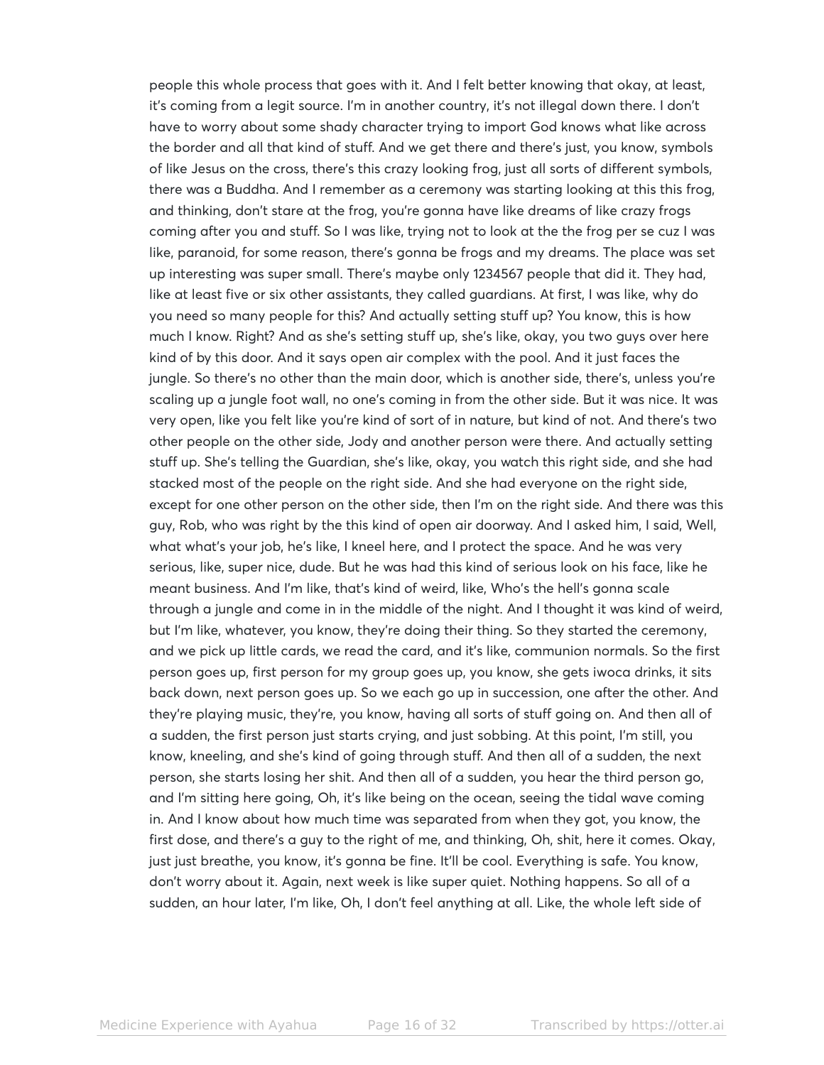people this whole process that goes with it. And I felt better knowing that okay, at least, it's coming from a legit source. I'm in another country, it's not illegal down there. I don't have to worry about some shady character trying to import God knows what like across the border and all that kind of stuff. And we get there and there's just, you know, symbols of like Jesus on the cross, there's this crazy looking frog, just all sorts of different symbols, there was a Buddha. And I remember as a ceremony was starting looking at this this frog, and thinking, don't stare at the frog, you're gonna have like dreams of like crazy frogs coming after you and stuff. So I was like, trying not to look at the the frog per se cuz I was like, paranoid, for some reason, there's gonna be frogs and my dreams. The place was set up interesting was super small. There's maybe only 1234567 people that did it. They had, like at least five or six other assistants, they called guardians. At first, I was like, why do you need so many people for this? And actually setting stuff up? You know, this is how much I know. Right? And as she's setting stuff up, she's like, okay, you two guys over here kind of by this door. And it says open air complex with the pool. And it just faces the jungle. So there's no other than the main door, which is another side, there's, unless you're scaling up a jungle foot wall, no one's coming in from the other side. But it was nice. It was very open, like you felt like you're kind of sort of in nature, but kind of not. And there's two other people on the other side, Jody and another person were there. And actually setting stuff up. She's telling the Guardian, she's like, okay, you watch this right side, and she had stacked most of the people on the right side. And she had everyone on the right side, except for one other person on the other side, then I'm on the right side. And there was this guy, Rob, who was right by the this kind of open air doorway. And I asked him, I said, Well, what what's your job, he's like, I kneel here, and I protect the space. And he was very serious, like, super nice, dude. But he was had this kind of serious look on his face, like he meant business. And I'm like, that's kind of weird, like, Who's the hell's gonna scale through a jungle and come in in the middle of the night. And I thought it was kind of weird, but I'm like, whatever, you know, they're doing their thing. So they started the ceremony, and we pick up little cards, we read the card, and it's like, communion normals. So the first person goes up, first person for my group goes up, you know, she gets iwoca drinks, it sits back down, next person goes up. So we each go up in succession, one after the other. And they're playing music, they're, you know, having all sorts of stuff going on. And then all of a sudden, the first person just starts crying, and just sobbing. At this point, I'm still, you know, kneeling, and she's kind of going through stuff. And then all of a sudden, the next person, she starts losing her shit. And then all of a sudden, you hear the third person go, and I'm sitting here going, Oh, it's like being on the ocean, seeing the tidal wave coming in. And I know about how much time was separated from when they got, you know, the first dose, and there's a guy to the right of me, and thinking, Oh, shit, here it comes. Okay, just just breathe, you know, it's gonna be fine. It'll be cool. Everything is safe. You know, don't worry about it. Again, next week is like super quiet. Nothing happens. So all of a sudden, an hour later, I'm like, Oh, I don't feel anything at all. Like, the whole left side of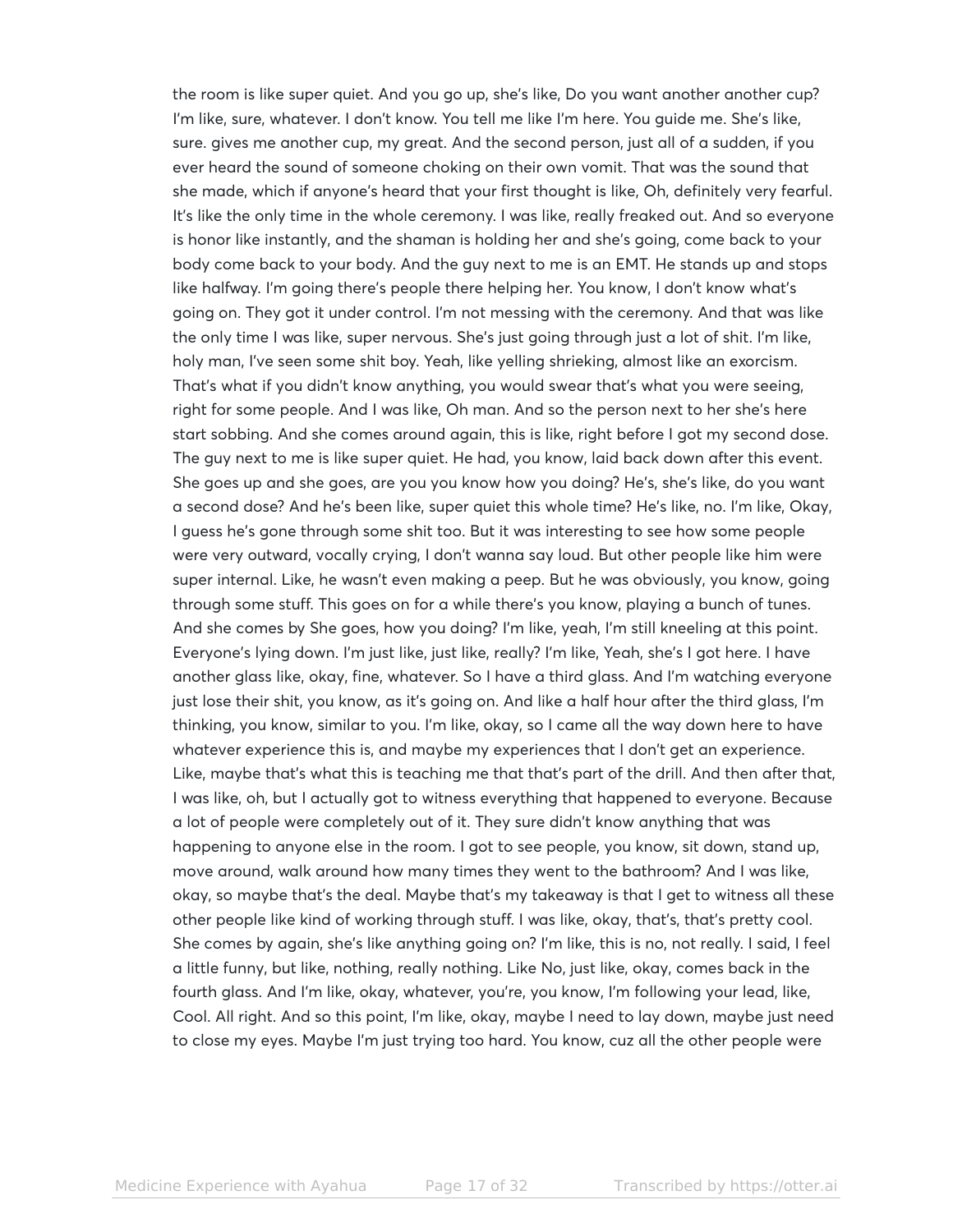the room is like super quiet. And you go up, she's like, Do you want another another cup? I'm like, sure, whatever. I don't know. You tell me like I'm here. You guide me. She's like, sure. gives me another cup, my great. And the second person, just all of a sudden, if you ever heard the sound of someone choking on their own vomit. That was the sound that she made, which if anyone's heard that your first thought is like, Oh, definitely very fearful. It's like the only time in the whole ceremony. I was like, really freaked out. And so everyone is honor like instantly, and the shaman is holding her and she's going, come back to your body come back to your body. And the guy next to me is an EMT. He stands up and stops like halfway. I'm going there's people there helping her. You know, I don't know what's going on. They got it under control. I'm not messing with the ceremony. And that was like the only time I was like, super nervous. She's just going through just a lot of shit. I'm like, holy man, I've seen some shit boy. Yeah, like yelling shrieking, almost like an exorcism. That's what if you didn't know anything, you would swear that's what you were seeing, right for some people. And I was like, Oh man. And so the person next to her she's here start sobbing. And she comes around again, this is like, right before I got my second dose. The guy next to me is like super quiet. He had, you know, laid back down after this event. She goes up and she goes, are you you know how you doing? He's, she's like, do you want a second dose? And he's been like, super quiet this whole time? He's like, no. I'm like, Okay, I guess he's gone through some shit too. But it was interesting to see how some people were very outward, vocally crying, I don't wanna say loud. But other people like him were super internal. Like, he wasn't even making a peep. But he was obviously, you know, going through some stuff. This goes on for a while there's you know, playing a bunch of tunes. And she comes by She goes, how you doing? I'm like, yeah, I'm still kneeling at this point. Everyone's lying down. I'm just like, just like, really? I'm like, Yeah, she's I got here. I have another glass like, okay, fine, whatever. So I have a third glass. And I'm watching everyone just lose their shit, you know, as it's going on. And like a half hour after the third glass, I'm thinking, you know, similar to you. I'm like, okay, so I came all the way down here to have whatever experience this is, and maybe my experiences that I don't get an experience. Like, maybe that's what this is teaching me that that's part of the drill. And then after that, I was like, oh, but I actually got to witness everything that happened to everyone. Because a lot of people were completely out of it. They sure didn't know anything that was happening to anyone else in the room. I got to see people, you know, sit down, stand up, move around, walk around how many times they went to the bathroom? And I was like, okay, so maybe that's the deal. Maybe that's my takeaway is that I get to witness all these other people like kind of working through stuff. I was like, okay, that's, that's pretty cool. She comes by again, she's like anything going on? I'm like, this is no, not really. I said, I feel a little funny, but like, nothing, really nothing. Like No, just like, okay, comes back in the fourth glass. And I'm like, okay, whatever, you're, you know, I'm following your lead, like, Cool. All right. And so this point, I'm like, okay, maybe I need to lay down, maybe just need to close my eyes. Maybe I'm just trying too hard. You know, cuz all the other people were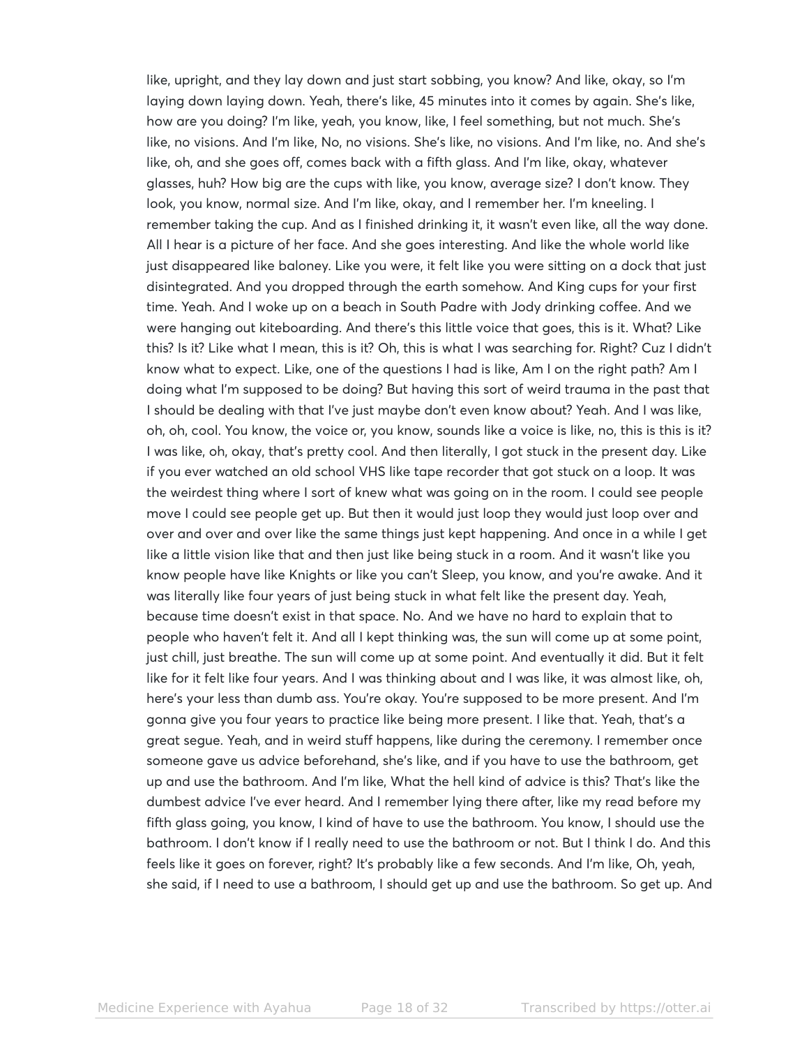like, upright, and they lay down and just start sobbing, you know? And like, okay, so I'm laying down laying down. Yeah, there's like, 45 minutes into it comes by again. She's like, how are you doing? I'm like, yeah, you know, like, I feel something, but not much. She's like, no visions. And I'm like, No, no visions. She's like, no visions. And I'm like, no. And she's like, oh, and she goes off, comes back with a fifth glass. And I'm like, okay, whatever glasses, huh? How big are the cups with like, you know, average size? I don't know. They look, you know, normal size. And I'm like, okay, and I remember her. I'm kneeling. I remember taking the cup. And as I finished drinking it, it wasn't even like, all the way done. All I hear is a picture of her face. And she goes interesting. And like the whole world like just disappeared like baloney. Like you were, it felt like you were sitting on a dock that just disintegrated. And you dropped through the earth somehow. And King cups for your first time. Yeah. And I woke up on a beach in South Padre with Jody drinking coffee. And we were hanging out kiteboarding. And there's this little voice that goes, this is it. What? Like this? Is it? Like what I mean, this is it? Oh, this is what I was searching for. Right? Cuz I didn't know what to expect. Like, one of the questions I had is like, Am I on the right path? Am I doing what I'm supposed to be doing? But having this sort of weird trauma in the past that I should be dealing with that I've just maybe don't even know about? Yeah. And I was like, oh, oh, cool. You know, the voice or, you know, sounds like a voice is like, no, this is this is it? I was like, oh, okay, that's pretty cool. And then literally, I got stuck in the present day. Like if you ever watched an old school VHS like tape recorder that got stuck on a loop. It was the weirdest thing where I sort of knew what was going on in the room. I could see people move I could see people get up. But then it would just loop they would just loop over and over and over and over like the same things just kept happening. And once in a while I get like a little vision like that and then just like being stuck in a room. And it wasn't like you know people have like Knights or like you can't Sleep, you know, and you're awake. And it was literally like four years of just being stuck in what felt like the present day. Yeah, because time doesn't exist in that space. No. And we have no hard to explain that to people who haven't felt it. And all I kept thinking was, the sun will come up at some point, just chill, just breathe. The sun will come up at some point. And eventually it did. But it felt like for it felt like four years. And I was thinking about and I was like, it was almost like, oh, here's your less than dumb ass. You're okay. You're supposed to be more present. And I'm gonna give you four years to practice like being more present. I like that. Yeah, that's a great segue. Yeah, and in weird stuff happens, like during the ceremony. I remember once someone gave us advice beforehand, she's like, and if you have to use the bathroom, get up and use the bathroom. And I'm like, What the hell kind of advice is this? That's like the dumbest advice I've ever heard. And I remember lying there after, like my read before my fifth glass going, you know, I kind of have to use the bathroom. You know, I should use the bathroom. I don't know if I really need to use the bathroom or not. But I think I do. And this feels like it goes on forever, right? It's probably like a few seconds. And I'm like, Oh, yeah, she said, if I need to use a bathroom, I should get up and use the bathroom. So get up. And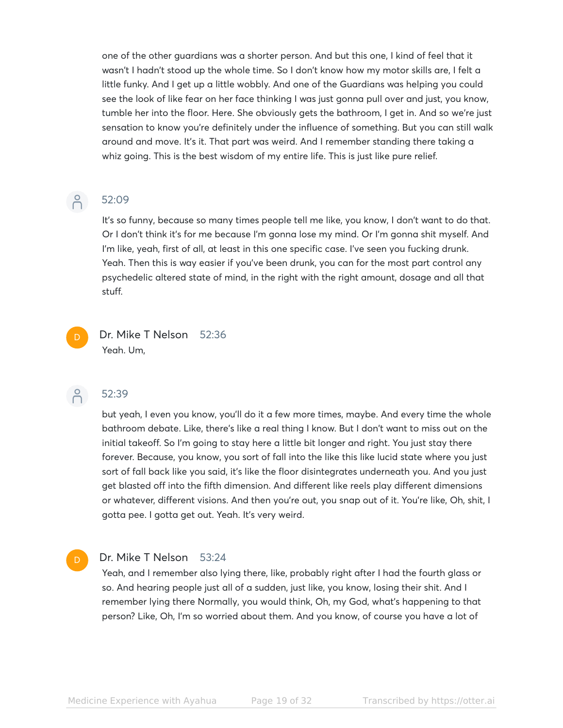one of the other guardians was a shorter person. And but this one, I kind of feel that it wasn't I hadn't stood up the whole time. So I don't know how my motor skills are, I felt a little funky. And I get up a little wobbly. And one of the Guardians was helping you could see the look of like fear on her face thinking I was just gonna pull over and just, you know, tumble her into the floor. Here. She obviously gets the bathroom, I get in. And so we're just sensation to know you're definitely under the influence of something. But you can still walk around and move. It's it. That part was weird. And I remember standing there taking a whiz going. This is the best wisdom of my entire life. This is just like pure relief.

52:09

It's so funny, because so many times people tell me like, you know, I don't want to do that. Or I don't think it's for me because I'm gonna lose my mind. Or I'm gonna shit myself. And I'm like, yeah, first of all, at least in this one specific case. I've seen you fucking drunk. Yeah. Then this is way easier if you've been drunk, you can for the most part control any psychedelic altered state of mind, in the right with the right amount, dosage and all that stuff.

**Dr. Mike T Nelson** 52:36

Yeah. Um,

52:39

but yeah, I even you know, you'll do it a few more times, maybe. And every time the whole bathroom debate. Like, there's like a real thing I know. But I don't want to miss out on the initial takeoff. So I'm going to stay here a little bit longer and right. You just stay there forever. Because, you know, you sort of fall into the like this like lucid state where you just sort of fall back like you said, it's like the floor disintegrates underneath you. And you just get blasted off into the fifth dimension. And different like reels play different dimensions or whatever, different visions. And then you're out, you snap out of it. You're like, Oh, shit, I gotta pee. I gotta get out. Yeah. It's very weird.

**Dr. Mike T Nelson** 53:24

Yeah, and I remember also lying there, like, probably right after I had the fourth glass or so. And hearing people just all of a sudden, just like, you know, losing their shit. And I remember lying there Normally, you would think, Oh, my God, what's happening to that person? Like, Oh, I'm so worried about them. And you know, of course you have a lot of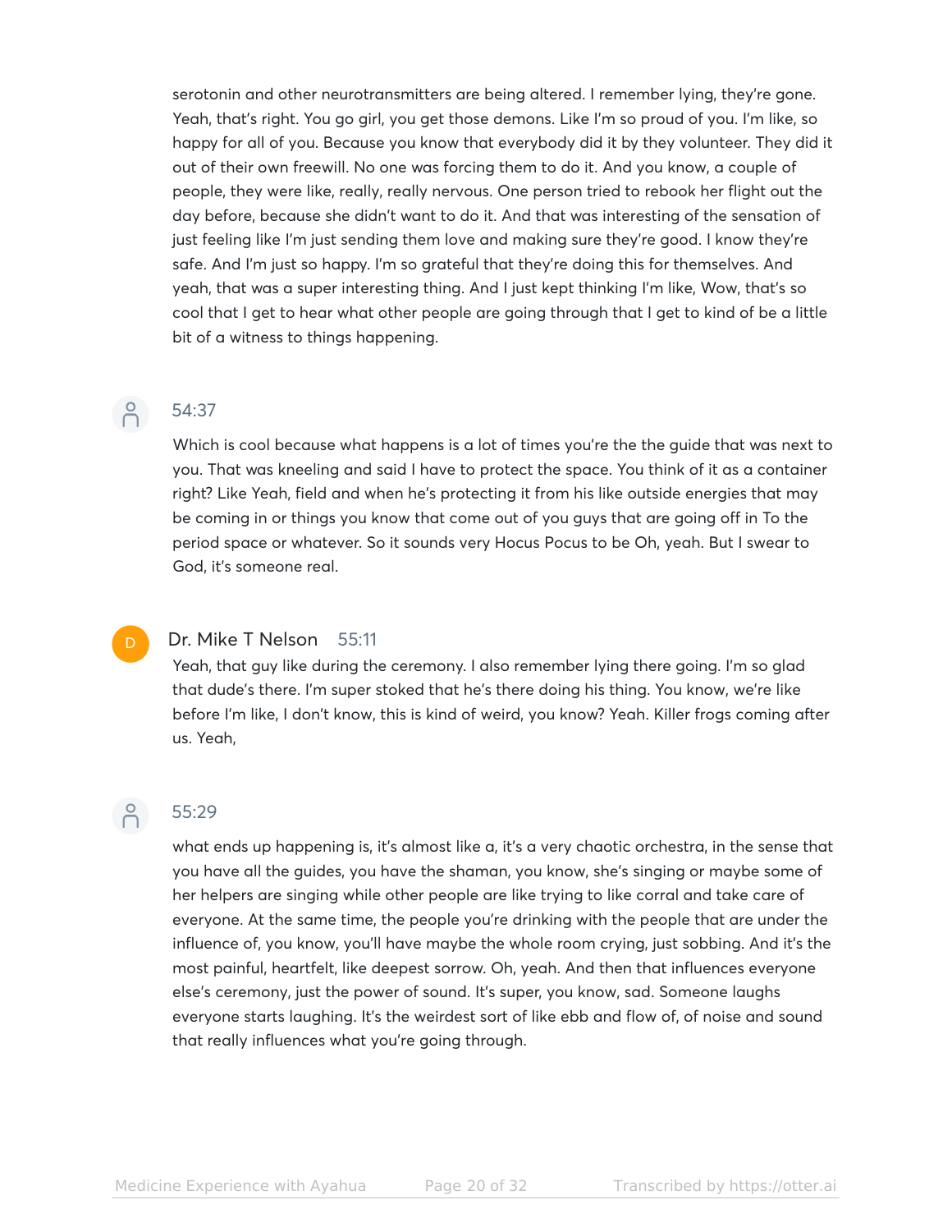serotonin and other neurotransmitters are being altered. I remember lying, they're gone. Yeah, that's right. You go girl, you get those demons. Like I'm so proud of you. I'm like, so happy for all of you. Because you know that everybody did it by they volunteer. They did it out of their own freewill. No one was forcing them to do it. And you know, a couple of people, they were like, really, really nervous. One person tried to rebook her flight out the day before, because she didn't want to do it. And that was interesting of the sensation of just feeling like I'm just sending them love and making sure they're good. I know they're safe. And I'm just so happy. I'm so grateful that they're doing this for themselves. And yeah, that was a super interesting thing. And I just kept thinking I'm like, Wow, that's so cool that I get to hear what other people are going through that I get to kind of be a little bit of a witness to things happening.

54:37

Which is cool because what happens is a lot of times you're the the guide that was next to you. That was kneeling and said I have to protect the space. You think of it as a container right? Like Yeah, field and when he's protecting it from his like outside energies that may be coming in or things you know that come out of you guys that are going off in To the period space or whatever. So it sounds very Hocus Pocus to be Oh, yeah. But I swear to God, it's someone real.

**Dr. Mike T Nelson** 55:11

Yeah, that guy like during the ceremony. I also remember lying there going. I'm so glad that dude's there. I'm super stoked that he's there doing his thing. You know, we're like before I'm like, I don't know, this is kind of weird, you know? Yeah. Killer frogs coming after us. Yeah,

55:29

what ends up happening is, it's almost like a, it's a very chaotic orchestra, in the sense that you have all the guides, you have the shaman, you know, she's singing or maybe some of her helpers are singing while other people are like trying to like corral and take care of everyone. At the same time, the people you're drinking with the people that are under the influence of, you know, you'll have maybe the whole room crying, just sobbing. And it's the most painful, heartfelt, like deepest sorrow. Oh, yeah. And then that influences everyone else's ceremony, just the power of sound. It's super, you know, sad. Someone laughs everyone starts laughing. It's the weirdest sort of like ebb and flow of, of noise and sound that really influences what you're going through.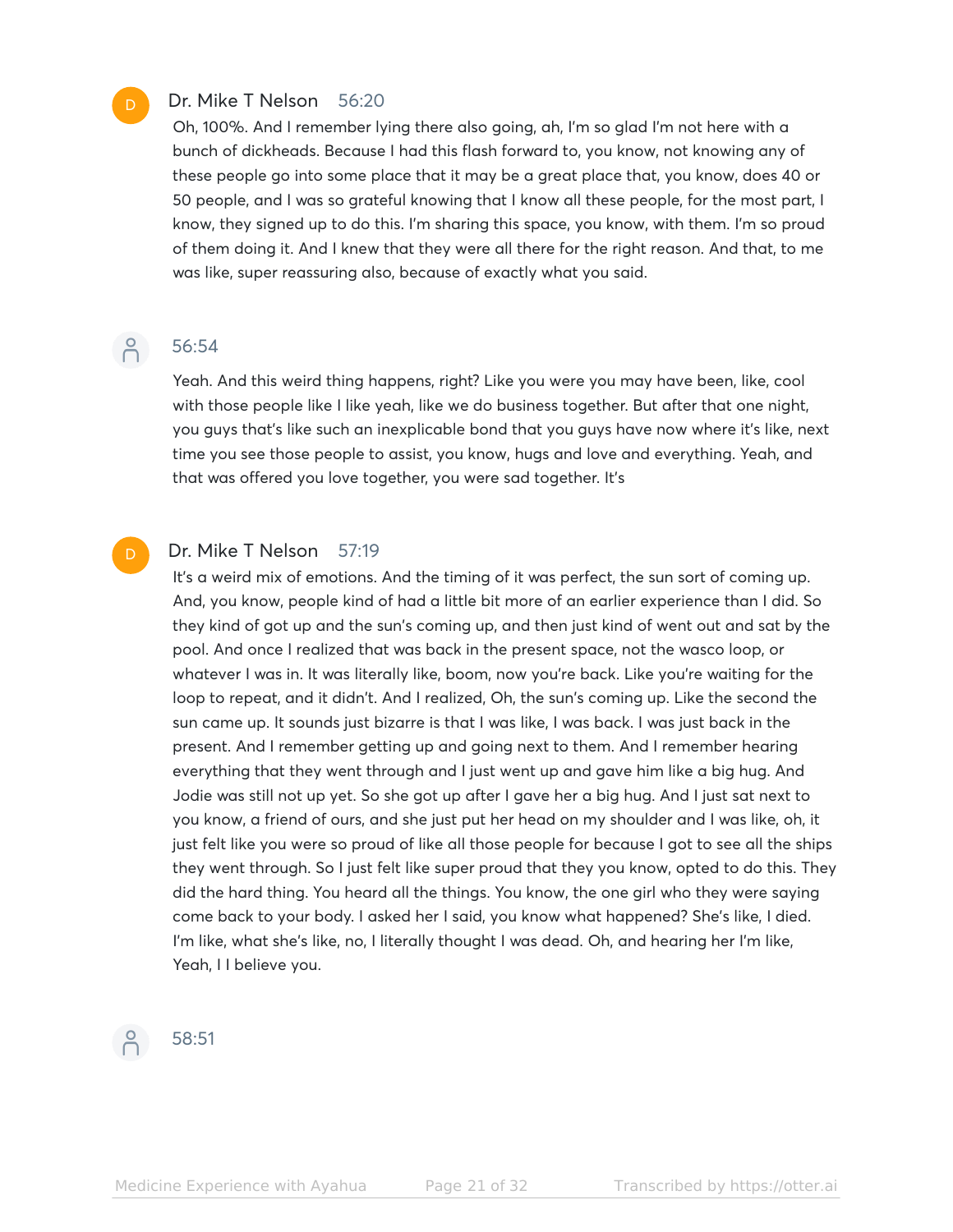**Dr. Mike T Nelson** 56:20

Oh, 100%. And I remember lying there also going, ah, I'm so glad I'm not here with a bunch of dickheads. Because I had this flash forward to, you know, not knowing any of these people go into some place that it may be a great place that, you know, does 40 or 50 people, and I was so grateful knowing that I know all these people, for the most part, I know, they signed up to do this. I'm sharing this space, you know, with them. I'm so proud of them doing it. And I knew that they were all there for the right reason. And that, to me was like, super reassuring also, because of exactly what you said.

56:54

Yeah. And this weird thing happens, right? Like you were you may have been, like, cool with those people like I like yeah, like we do business together. But after that one night, you guys that's like such an inexplicable bond that you guys have now where it's like, next time you see those people to assist, you know, hugs and love and everything. Yeah, and that was offered you love together, you were sad together. It's

**Dr. Mike T Nelson** 57:19

It's a weird mix of emotions. And the timing of it was perfect, the sun sort of coming up. And, you know, people kind of had a little bit more of an earlier experience than I did. So they kind of got up and the sun's coming up, and then just kind of went out and sat by the pool. And once I realized that was back in the present space, not the wasco loop, or whatever I was in. It was literally like, boom, now you're back. Like you're waiting for the loop to repeat, and it didn't. And I realized, Oh, the sun's coming up. Like the second the sun came up. It sounds just bizarre is that I was like, I was back. I was just back in the present. And I remember getting up and going next to them. And I remember hearing everything that they went through and I just went up and gave him like a big hug. And Jodie was still not up yet. So she got up after I gave her a big hug. And I just sat next to you know, a friend of ours, and she just put her head on my shoulder and I was like, oh, it just felt like you were so proud of like all those people for because I got to see all the ships they went through. So I just felt like super proud that they you know, opted to do this. They did the hard thing. You heard all the things. You know, the one girl who they were saying come back to your body. I asked her I said, you know what happened? She's like, I died. I'm like, what she's like, no, I literally thought I was dead. Oh, and hearing her I'm like, Yeah, I I believe you.

58:51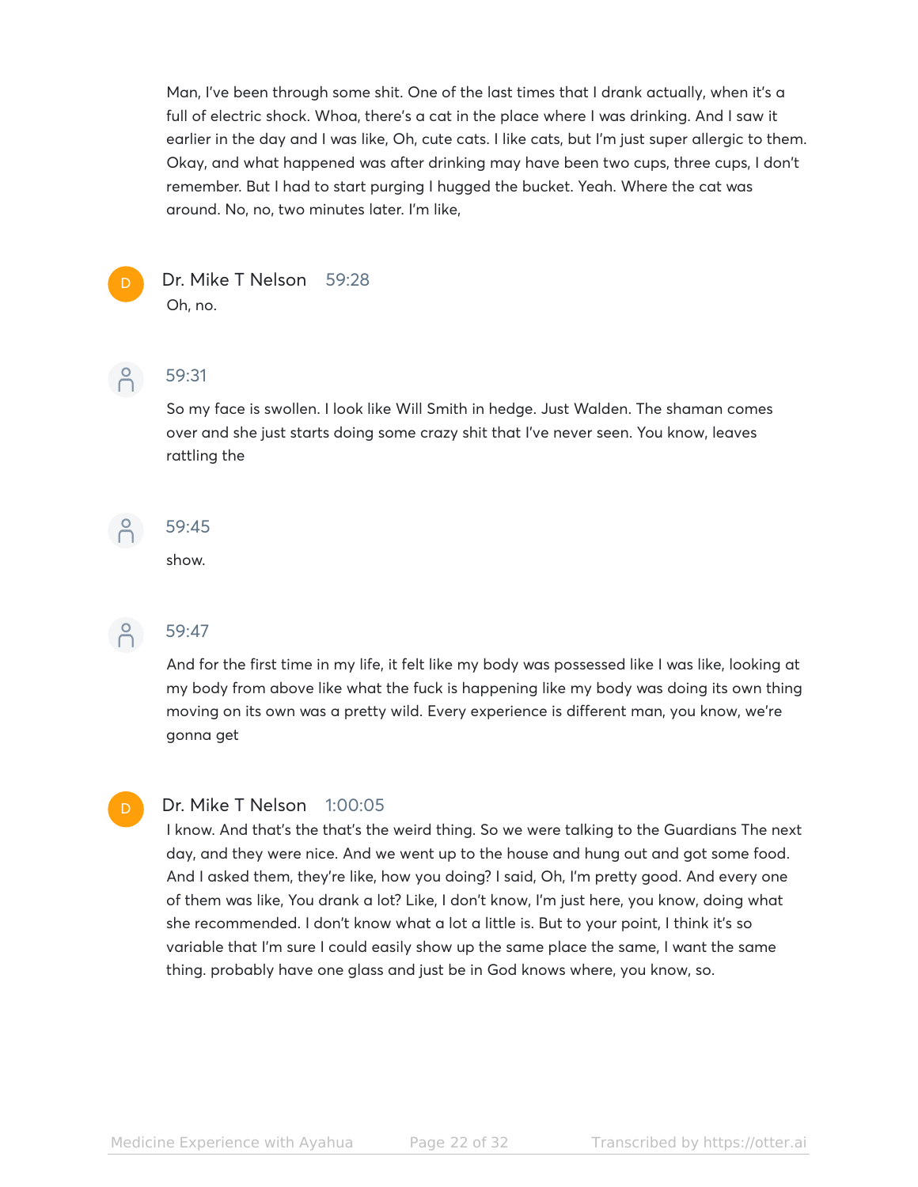Man, I've been through some shit. One of the last times that I drank actually, when it's a full of electric shock. Whoa, there's a cat in the place where I was drinking. And I saw it earlier in the day and I was like, Oh, cute cats. I like cats, but I'm just super allergic to them. Okay, and what happened was after drinking may have been two cups, three cups, I don't remember. But I had to start purging I hugged the bucket. Yeah. Where the cat was around. No, no, two minutes later. I'm like,

**Dr. Mike T Nelson** 59:28

Oh, no.

59:31

So my face is swollen. I look like Will Smith in hedge. Just Walden. The shaman comes over and she just starts doing some crazy shit that I've never seen. You know, leaves rattling the

59:45

show.

59:47

And for the first time in my life, it felt like my body was possessed like I was like, looking at my body from above like what the fuck is happening like my body was doing its own thing moving on its own was a pretty wild. Every experience is different man, you know, we're gonna get

**Dr. Mike T Nelson** 1:00:05

I know. And that's the that's the weird thing. So we were talking to the Guardians The next day, and they were nice. And we went up to the house and hung out and got some food. And I asked them, they're like, how you doing? I said, Oh, I'm pretty good. And every one of them was like, You drank a lot? Like, I don't know, I'm just here, you know, doing what she recommended. I don't know what a lot a little is. But to your point, I think it's so variable that I'm sure I could easily show up the same place the same, I want the same thing. probably have one glass and just be in God knows where, you know, so.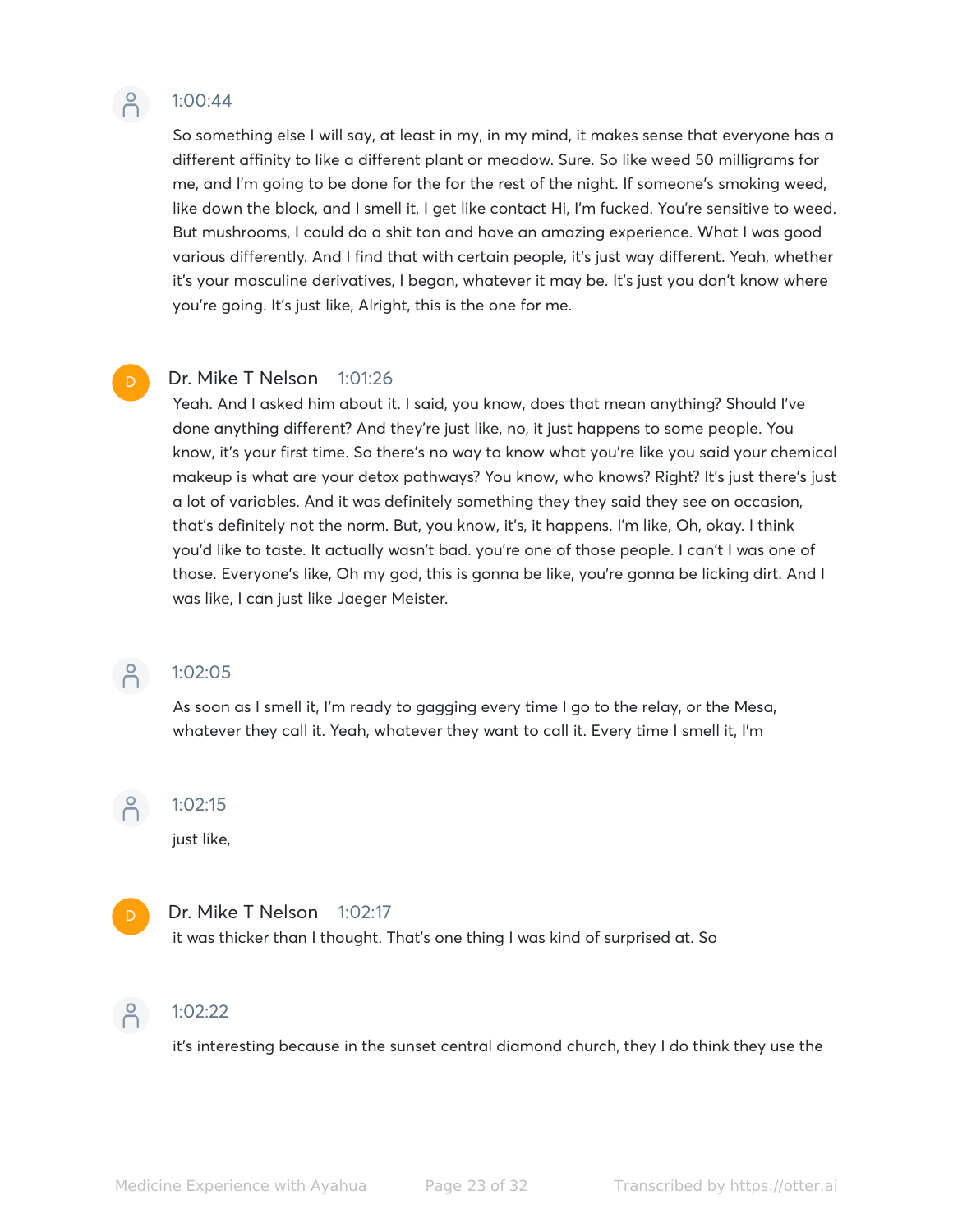1:00:44

So something else I will say, at least in my, in my mind, it makes sense that everyone has a different affinity to like a different plant or meadow. Sure. So like weed 50 milligrams for me, and I'm going to be done for the for the rest of the night. If someone's smoking weed, like down the block, and I smell it, I get like contact Hi, I'm fucked. You're sensitive to weed. But mushrooms, I could do a shit ton and have an amazing experience. What I was good various differently. And I find that with certain people, it's just way different. Yeah, whether it's your masculine derivatives, I began, whatever it may be. It's just you don't know where you're going. It's just like, Alright, this is the one for me.

**Dr. Mike T Nelson** 1:01:26

Yeah. And I asked him about it. I said, you know, does that mean anything? Should I've done anything different? And they're just like, no, it just happens to some people. You know, it's your first time. So there's no way to know what you're like you said your chemical makeup is what are your detox pathways? You know, who knows? Right? It's just there's just a lot of variables. And it was definitely something they they said they see on occasion, that's definitely not the norm. But, you know, it's, it happens. I'm like, Oh, okay. I think you'd like to taste. It actually wasn't bad. you're one of those people. I can't I was one of those. Everyone's like, Oh my god, this is gonna be like, you're gonna be licking dirt. And I was like, I can just like Jaeger Meister.

1:02:05

As soon as I smell it, I'm ready to gagging every time I go to the relay, or the Mesa, whatever they call it. Yeah, whatever they want to call it. Every time I smell it, I'm

1:02:15

just like,

**Dr. Mike T Nelson** 1:02:17

it was thicker than I thought. That's one thing I was kind of surprised at. So

1:02:22

it's interesting because in the sunset central diamond church, they I do think they use the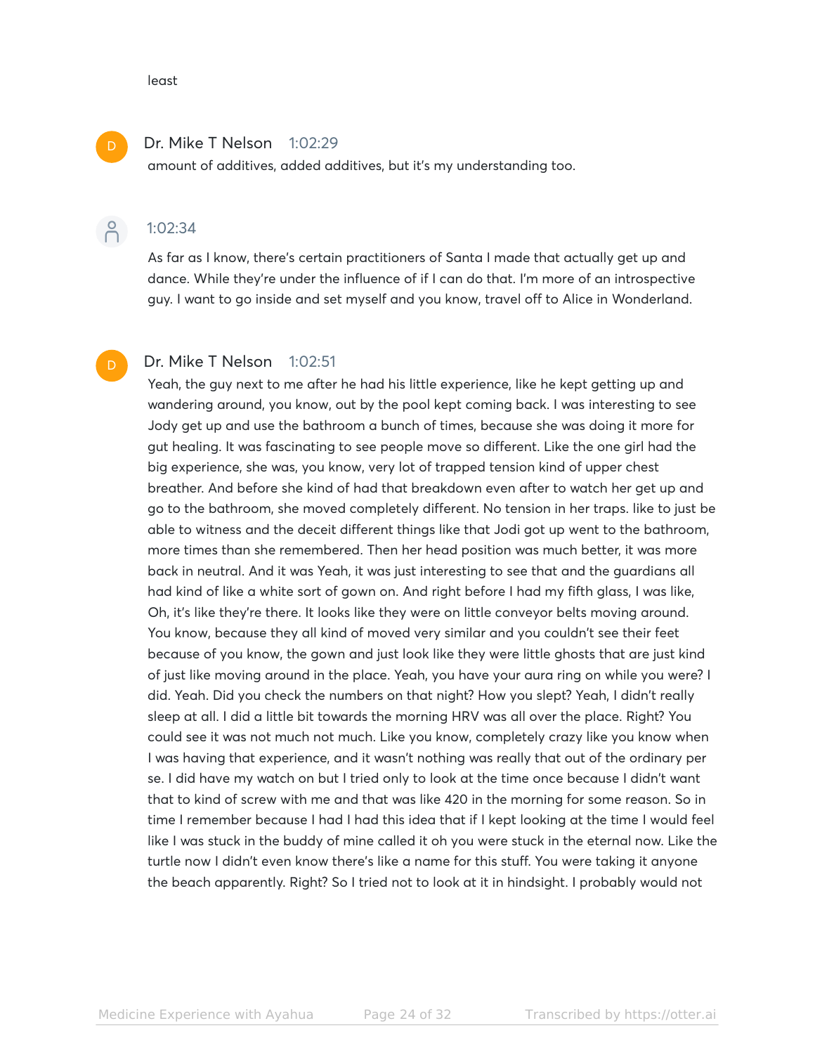least

**Dr. Mike T Nelson** 1:02:29

amount of additives, added additives, but it's my understanding too.

1:02:34

As far as I know, there's certain practitioners of Santa I made that actually get up and dance. While they're under the influence of if I can do that. I'm more of an introspective guy. I want to go inside and set myself and you know, travel off to Alice in Wonderland.

**Dr. Mike T Nelson** 1:02:51

Yeah, the guy next to me after he had his little experience, like he kept getting up and wandering around, you know, out by the pool kept coming back. I was interesting to see Jody get up and use the bathroom a bunch of times, because she was doing it more for gut healing. It was fascinating to see people move so different. Like the one girl had the big experience, she was, you know, very lot of trapped tension kind of upper chest breather. And before she kind of had that breakdown even after to watch her get up and go to the bathroom, she moved completely different. No tension in her traps. like to just be able to witness and the deceit different things like that Jodi got up went to the bathroom, more times than she remembered. Then her head position was much better, it was more back in neutral. And it was Yeah, it was just interesting to see that and the guardians all had kind of like a white sort of gown on. And right before I had my fifth glass, I was like, Oh, it's like they're there. It looks like they were on little conveyor belts moving around. You know, because they all kind of moved very similar and you couldn't see their feet because of you know, the gown and just look like they were little ghosts that are just kind of just like moving around in the place. Yeah, you have your aura ring on while you were? I did. Yeah. Did you check the numbers on that night? How you slept? Yeah, I didn't really sleep at all. I did a little bit towards the morning HRV was all over the place. Right? You could see it was not much not much. Like you know, completely crazy like you know when I was having that experience, and it wasn't nothing was really that out of the ordinary per se. I did have my watch on but I tried only to look at the time once because I didn't want that to kind of screw with me and that was like 420 in the morning for some reason. So in time I remember because I had I had this idea that if I kept looking at the time I would feel like I was stuck in the buddy of mine called it oh you were stuck in the eternal now. Like the turtle now I didn't even know there's like a name for this stuff. You were taking it anyone the beach apparently. Right? So I tried not to look at it in hindsight. I probably would not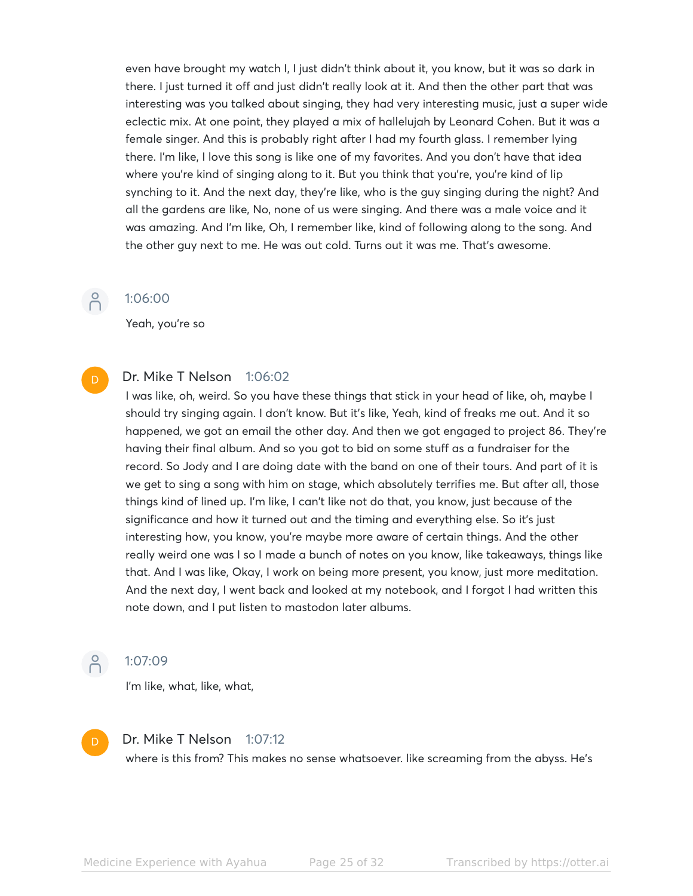even have brought my watch I, I just didn't think about it, you know, but it was so dark in there. I just turned it off and just didn't really look at it. And then the other part that was interesting was you talked about singing, they had very interesting music, just a super wide eclectic mix. At one point, they played a mix of hallelujah by Leonard Cohen. But it was a female singer. And this is probably right after I had my fourth glass. I remember lying there. I'm like, I love this song is like one of my favorites. And you don't have that idea where you're kind of singing along to it. But you think that you're, you're kind of lip synching to it. And the next day, they're like, who is the guy singing during the night? And all the gardens are like, No, none of us were singing. And there was a male voice and it was amazing. And I'm like, Oh, I remember like, kind of following along to the song. And the other guy next to me. He was out cold. Turns out it was me. That's awesome.

1:06:00

Yeah, you're so

**Dr. Mike T Nelson** 1:06:02

I was like, oh, weird. So you have these things that stick in your head of like, oh, maybe I should try singing again. I don't know. But it's like, Yeah, kind of freaks me out. And it so happened, we got an email the other day. And then we got engaged to project 86. They're having their final album. And so you got to bid on some stuff as a fundraiser for the record. So Jody and I are doing date with the band on one of their tours. And part of it is we get to sing a song with him on stage, which absolutely terrifies me. But after all, those things kind of lined up. I'm like, I can't like not do that, you know, just because of the significance and how it turned out and the timing and everything else. So it's just interesting how, you know, you're maybe more aware of certain things. And the other really weird one was I so I made a bunch of notes on you know, like takeaways, things like that. And I was like, Okay, I work on being more present, you know, just more meditation. And the next day, I went back and looked at my notebook, and I forgot I had written this note down, and I put listen to mastodon later albums.

1:07:09

I'm like, what, like, what,

**Dr. Mike T Nelson** 1:07:12

where is this from? This makes no sense whatsoever. like screaming from the abyss. He's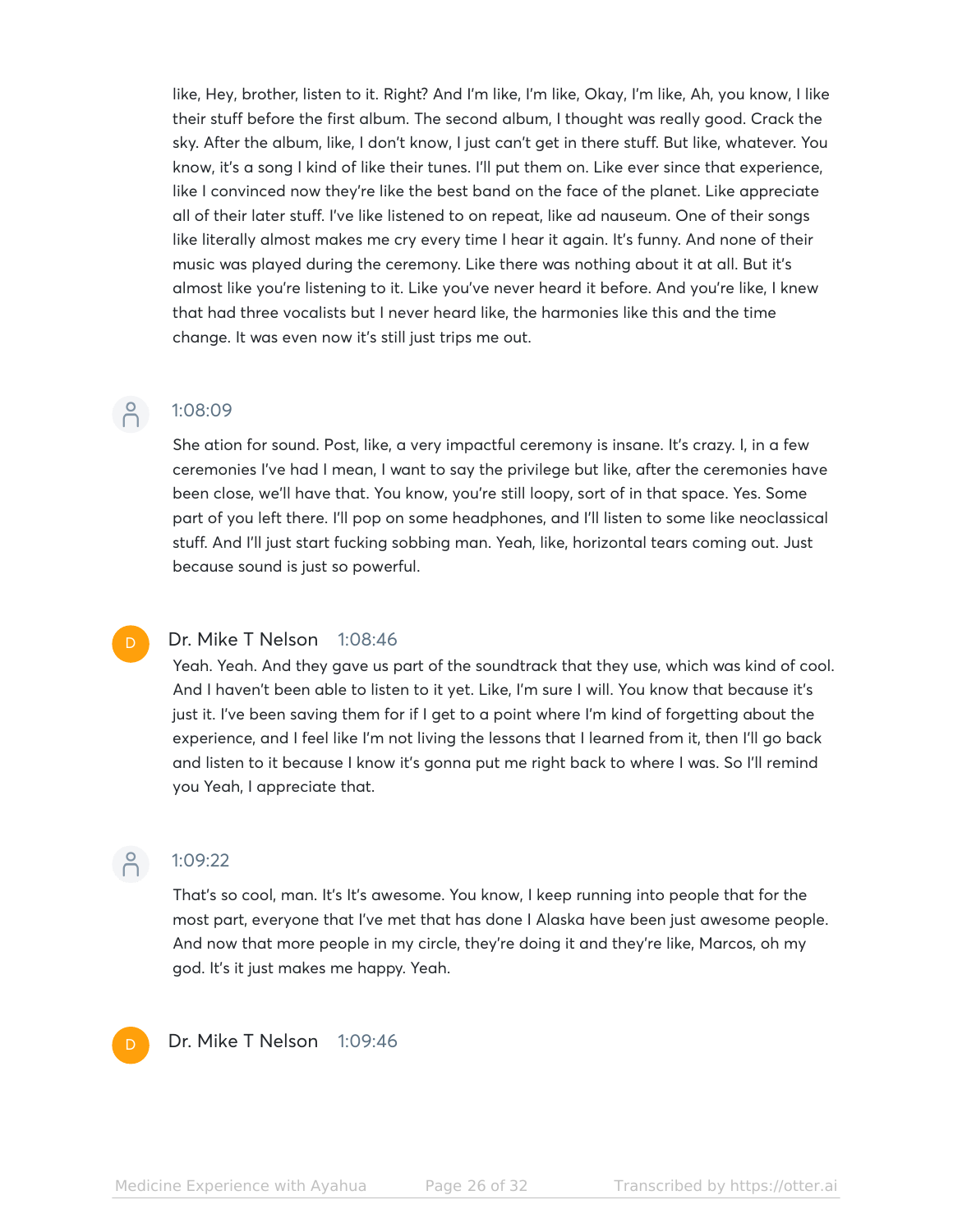like, Hey, brother, listen to it. Right? And I'm like, I'm like, Okay, I'm like, Ah, you know, I like their stuff before the first album. The second album, I thought was really good. Crack the sky. After the album, like, I don't know, I just can't get in there stuff. But like, whatever. You know, it's a song I kind of like their tunes. I'll put them on. Like ever since that experience, like I convinced now they're like the best band on the face of the planet. Like appreciate all of their later stuff. I've like listened to on repeat, like ad nauseum. One of their songs like literally almost makes me cry every time I hear it again. It's funny. And none of their music was played during the ceremony. Like there was nothing about it at all. But it's almost like you're listening to it. Like you've never heard it before. And you're like, I knew that had three vocalists but I never heard like, the harmonies like this and the time change. It was even now it's still just trips me out.

1:08:09

She ation for sound. Post, like, a very impactful ceremony is insane. It's crazy. I, in a few ceremonies I've had I mean, I want to say the privilege but like, after the ceremonies have been close, we'll have that. You know, you're still loopy, sort of in that space. Yes. Some part of you left there. I'll pop on some headphones, and I'll listen to some like neoclassical stuff. And I'll just start fucking sobbing man. Yeah, like, horizontal tears coming out. Just because sound is just so powerful.

Dr. Mike T Nelson 1:08:46

Yeah. Yeah. And they gave us part of the soundtrack that they use, which was kind of cool. And I haven't been able to listen to it yet. Like, I'm sure I will. You know that because it's just it. I've been saving them for if I get to a point where I'm kind of forgetting about the experience, and I feel like I'm not living the lessons that I learned from it, then I'll go back and listen to it because I know it's gonna put me right back to where I was. So I'll remind you Yeah, I appreciate that.

1:09:22

That's so cool, man. It's It's awesome. You know, I keep running into people that for the most part, everyone that I've met that has done I Alaska have been just awesome people. And now that more people in my circle, they're doing it and they're like, Marcos, oh my god. It's it just makes me happy. Yeah.

Dr. Mike T Nelson 1:09:46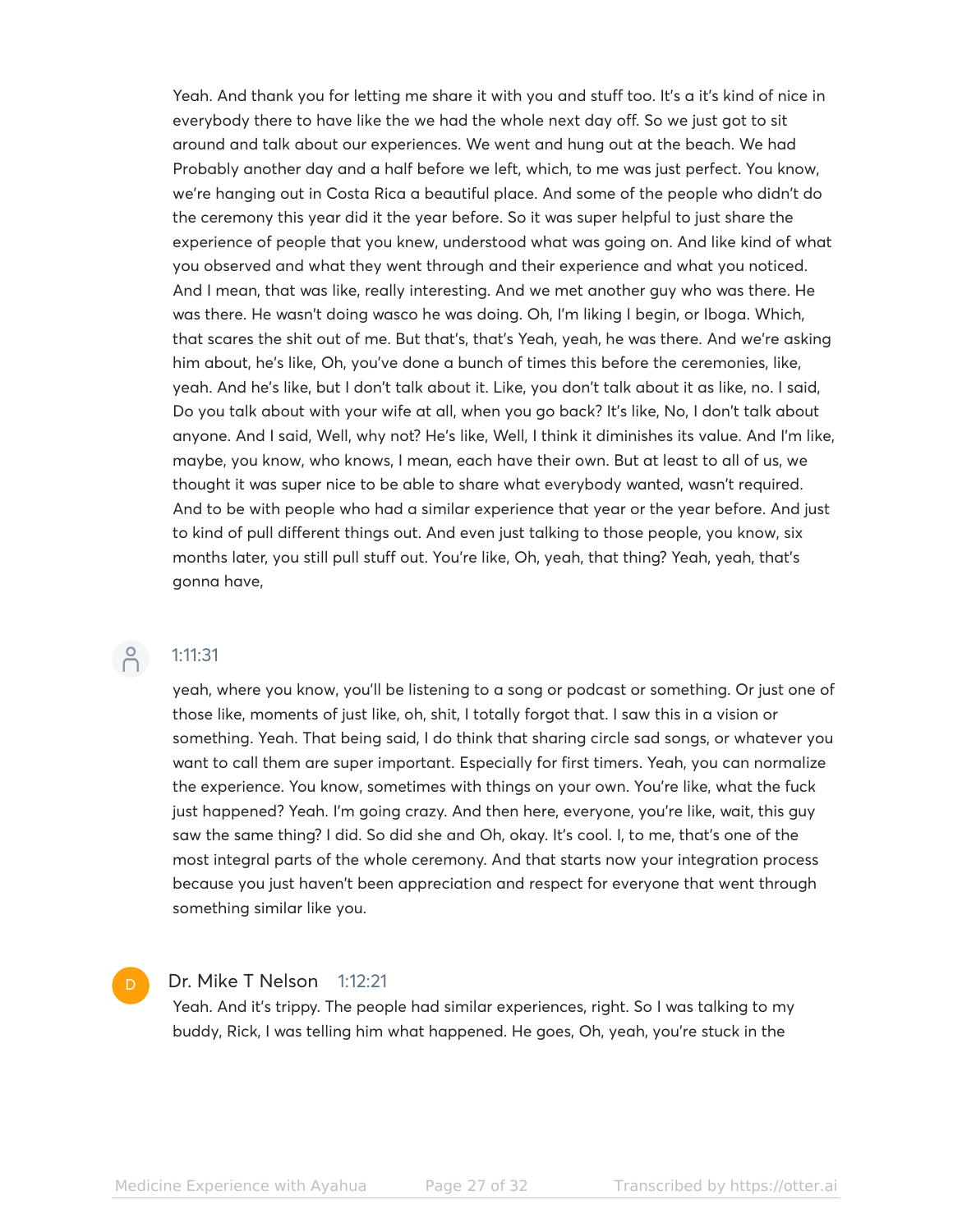Yeah. And thank you for letting me share it with you and stuff too. It's a it's kind of nice in everybody there to have like the we had the whole next day off. So we just got to sit around and talk about our experiences. We went and hung out at the beach. We had Probably another day and a half before we left, which, to me was just perfect. You know, we're hanging out in Costa Rica a beautiful place. And some of the people who didn't do the ceremony this year did it the year before. So it was super helpful to just share the experience of people that you knew, understood what was going on. And like kind of what you observed and what they went through and their experience and what you noticed. And I mean, that was like, really interesting. And we met another guy who was there. He was there. He wasn't doing wasco he was doing. Oh, I'm liking I begin, or Iboga. Which, that scares the shit out of me. But that's, that's Yeah, yeah, he was there. And we're asking him about, he's like, Oh, you've done a bunch of times this before the ceremonies, like, yeah. And he's like, but I don't talk about it. Like, you don't talk about it as like, no. I said, Do you talk about with your wife at all, when you go back? It's like, No, I don't talk about anyone. And I said, Well, why not? He's like, Well, I think it diminishes its value. And I'm like, maybe, you know, who knows, I mean, each have their own. But at least to all of us, we thought it was super nice to be able to share what everybody wanted, wasn't required. And to be with people who had a similar experience that year or the year before. And just to kind of pull different things out. And even just talking to those people, you know, six months later, you still pull stuff out. You're like, Oh, yeah, that thing? Yeah, yeah, that's gonna have,

1:11:31

yeah, where you know, you'll be listening to a song or podcast or something. Or just one of those like, moments of just like, oh, shit, I totally forgot that. I saw this in a vision or something. Yeah. That being said, I do think that sharing circle sad songs, or whatever you want to call them are super important. Especially for first timers. Yeah, you can normalize the experience. You know, sometimes with things on your own. You're like, what the fuck just happened? Yeah. I'm going crazy. And then here, everyone, you're like, wait, this guy saw the same thing? I did. So did she and Oh, okay. It's cool. I, to me, that's one of the most integral parts of the whole ceremony. And that starts now your integration process because you just haven't been appreciation and respect for everyone that went through something similar like you.

Dr. Mike T Nelson 1:12:21

Yeah. And it's trippy. The people had similar experiences, right. So I was talking to my buddy, Rick, I was telling him what happened. He goes, Oh, yeah, you're stuck in the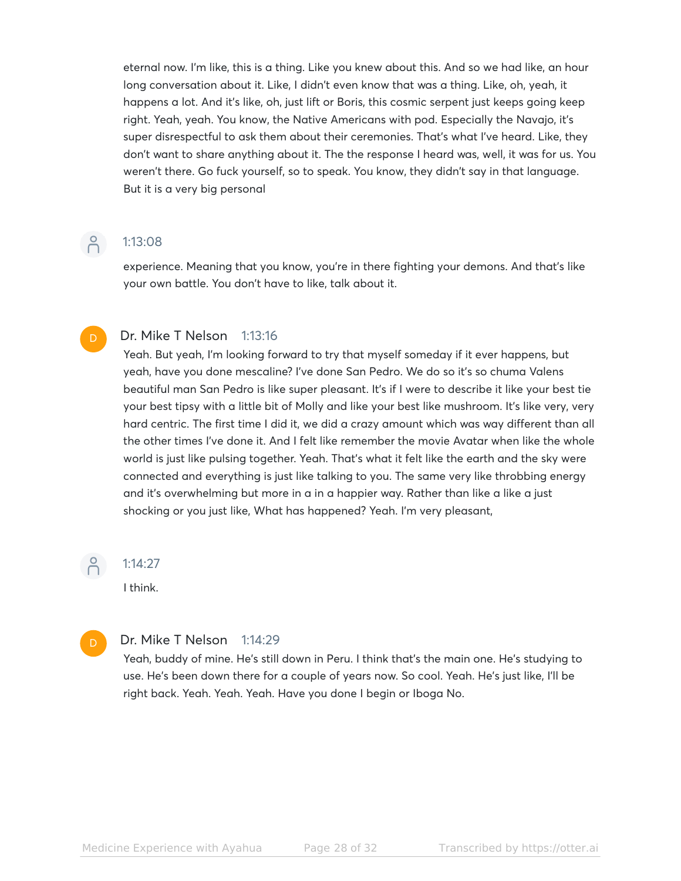eternal now. I'm like, this is a thing. Like you knew about this. And so we had like, an hour long conversation about it. Like, I didn't even know that was a thing. Like, oh, yeah, it happens a lot. And it's like, oh, just lift or Boris, this cosmic serpent just keeps going keep right. Yeah, yeah. You know, the Native Americans with pod. Especially the Navajo, it's super disrespectful to ask them about their ceremonies. That's what I've heard. Like, they don't want to share anything about it. The the response I heard was, well, it was for us. You weren't there. Go fuck yourself, so to speak. You know, they didn't say in that language. But it is a very big personal

1:13:08

experience. Meaning that you know, you're in there fighting your demons. And that's like your own battle. You don't have to like, talk about it.

**Dr. Mike T Nelson** 1:13:16

Yeah. But yeah, I'm looking forward to try that myself someday if it ever happens, but yeah, have you done mescaline? I've done San Pedro. We do so it's so chuma Valens beautiful man San Pedro is like super pleasant. It's if I were to describe it like your best tie your best tipsy with a little bit of Molly and like your best like mushroom. It's like very, very hard centric. The first time I did it, we did a crazy amount which was way different than all the other times I've done it. And I felt like remember the movie Avatar when like the whole world is just like pulsing together. Yeah. That's what it felt like the earth and the sky were connected and everything is just like talking to you. The same very like throbbing energy and it's overwhelming but more in a in a happier way. Rather than like a like a just shocking or you just like, What has happened? Yeah. I'm very pleasant,

1:14:27

I think.

**Dr. Mike T Nelson** 1:14:29

Yeah, buddy of mine. He's still down in Peru. I think that's the main one. He's studying to use. He's been down there for a couple of years now. So cool. Yeah. He's just like, I'll be right back. Yeah. Yeah. Yeah. Have you done I begin or Iboga No.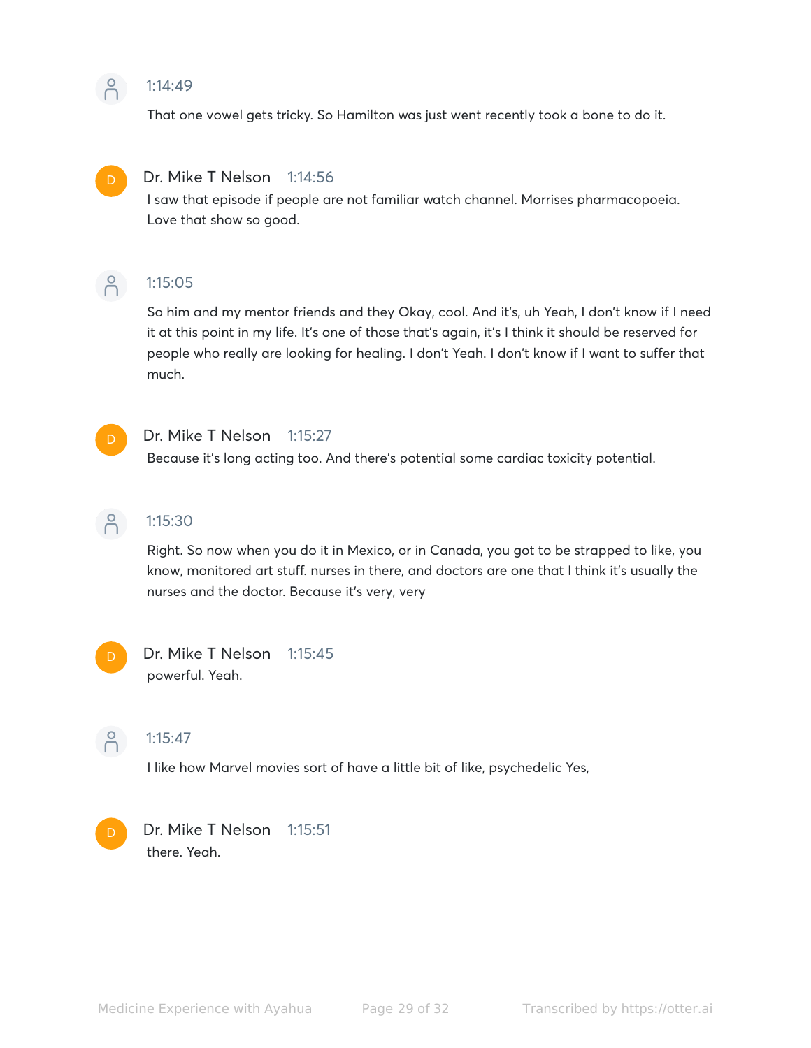1:14:49

That one vowel gets tricky. So Hamilton was just went recently took a bone to do it.

Dr. Mike T Nelson 1:14:56

I saw that episode if people are not familiar watch channel. Morrises pharmacopoeia. Love that show so good.

1:15:05

So him and my mentor friends and they Okay, cool. And it's, uh Yeah, I don't know if I need it at this point in my life. It's one of those that's again, it's I think it should be reserved for people who really are looking for healing. I don't Yeah. I don't know if I want to suffer that much.

Dr. Mike T Nelson 1:15:27

Because it's long acting too. And there's potential some cardiac toxicity potential.

1:15:30

Right. So now when you do it in Mexico, or in Canada, you got to be strapped to like, you know, monitored art stuff. nurses in there, and doctors are one that I think it's usually the nurses and the doctor. Because it's very, very

Dr. Mike T Nelson 1:15:45

powerful. Yeah.

1:15:47

I like how Marvel movies sort of have a little bit of like, psychedelic Yes,

Dr. Mike T Nelson 1:15:51

there. Yeah.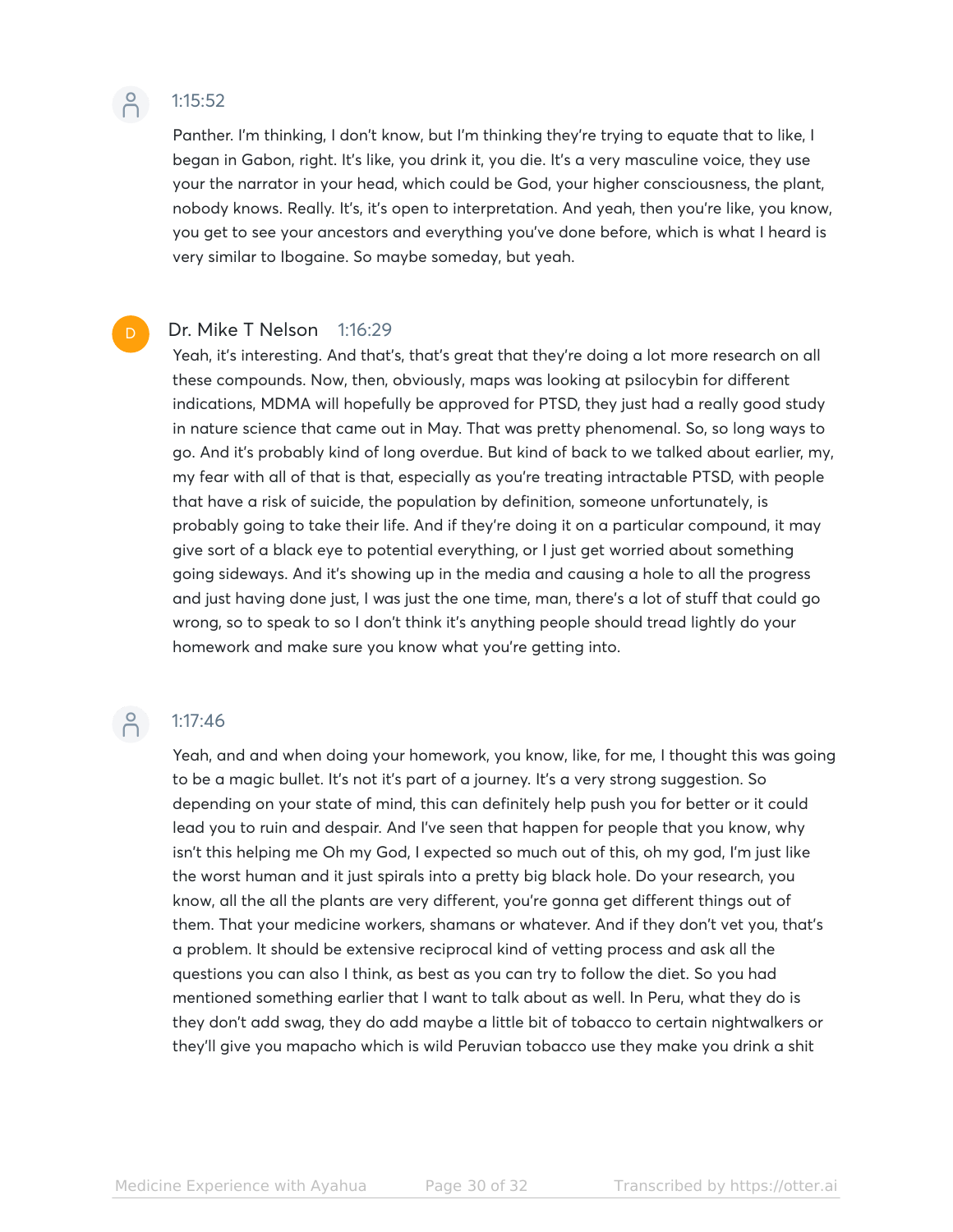1:15:52

Panther. I'm thinking, I don't know, but I'm thinking they're trying to equate that to like, I began in Gabon, right. It's like, you drink it, you die. It's a very masculine voice, they use your the narrator in your head, which could be God, your higher consciousness, the plant, nobody knows. Really. It's, it's open to interpretation. And yeah, then you're like, you know, you get to see your ancestors and everything you've done before, which is what I heard is very similar to Ibogaine. So maybe someday, but yeah.

Dr. Mike T Nelson 1:16:29

Yeah, it's interesting. And that's, that's great that they're doing a lot more research on all these compounds. Now, then, obviously, maps was looking at psilocybin for different indications, MDMA will hopefully be approved for PTSD, they just had a really good study in nature science that came out in May. That was pretty phenomenal. So, so long ways to go. And it's probably kind of long overdue. But kind of back to we talked about earlier, my, my fear with all of that is that, especially as you're treating intractable PTSD, with people that have a risk of suicide, the population by definition, someone unfortunately, is probably going to take their life. And if they're doing it on a particular compound, it may give sort of a black eye to potential everything, or I just get worried about something going sideways. And it's showing up in the media and causing a hole to all the progress and just having done just, I was just the one time, man, there's a lot of stuff that could go wrong, so to speak to so I don't think it's anything people should tread lightly do your homework and make sure you know what you're getting into.

1:17:46

Yeah, and and when doing your homework, you know, like, for me, I thought this was going to be a magic bullet. It's not it's part of a journey. It's a very strong suggestion. So depending on your state of mind, this can definitely help push you for better or it could lead you to ruin and despair. And I've seen that happen for people that you know, why isn't this helping me Oh my God, I expected so much out of this, oh my god, I'm just like the worst human and it just spirals into a pretty big black hole. Do your research, you know, all the all the plants are very different, you're gonna get different things out of them. That your medicine workers, shamans or whatever. And if they don't vet you, that's a problem. It should be extensive reciprocal kind of vetting process and ask all the questions you can also I think, as best as you can try to follow the diet. So you had mentioned something earlier that I want to talk about as well. In Peru, what they do is they don't add swag, they do add maybe a little bit of tobacco to certain nightwalkers or they'll give you mapacho which is wild Peruvian tobacco use they make you drink a shit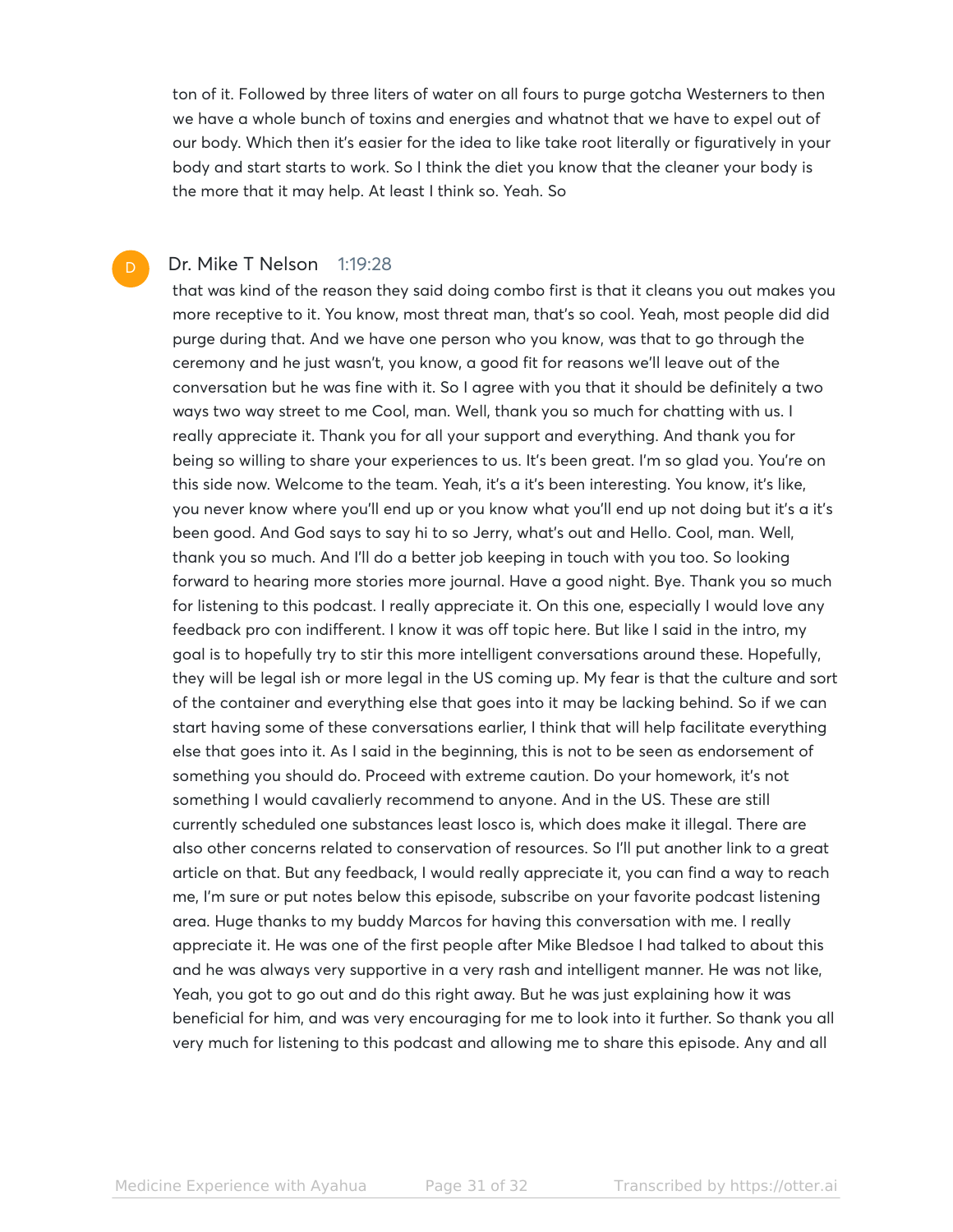ton of it. Followed by three liters of water on all fours to purge gotcha Westerners to then we have a whole bunch of toxins and energies and whatnot that we have to expel out of our body. Which then it's easier for the idea to like take root literally or figuratively in your body and start starts to work. So I think the diet you know that the cleaner your body is the more that it may help. At least I think so. Yeah. So

D

**Dr. Mike T Nelson** 1:19:28

that was kind of the reason they said doing combo first is that it cleans you out makes you more receptive to it. You know, most threat man, that's so cool. Yeah, most people did did purge during that. And we have one person who you know, was that to go through the ceremony and he just wasn't, you know, a good fit for reasons we'll leave out of the conversation but he was fine with it. So I agree with you that it should be definitely a two ways two way street to me Cool, man. Well, thank you so much for chatting with us. I really appreciate it. Thank you for all your support and everything. And thank you for being so willing to share your experiences to us. It's been great. I'm so glad you. You're on this side now. Welcome to the team. Yeah, it's a it's been interesting. You know, it's like, you never know where you'll end up or you know what you'll end up not doing but it's a it's been good. And God says to say hi to so Jerry, what's out and Hello. Cool, man. Well, thank you so much. And I'll do a better job keeping in touch with you too. So looking forward to hearing more stories more journal. Have a good night. Bye. Thank you so much for listening to this podcast. I really appreciate it. On this one, especially I would love any feedback pro con indifferent. I know it was off topic here. But like I said in the intro, my goal is to hopefully try to stir this more intelligent conversations around these. Hopefully, they will be legal ish or more legal in the US coming up. My fear is that the culture and sort of the container and everything else that goes into it may be lacking behind. So if we can start having some of these conversations earlier, I think that will help facilitate everything else that goes into it. As I said in the beginning, this is not to be seen as endorsement of something you should do. Proceed with extreme caution. Do your homework, it's not something I would cavalierly recommend to anyone. And in the US. These are still currently scheduled one substances least losco is, which does make it illegal. There are also other concerns related to conservation of resources. So I'll put another link to a great article on that. But any feedback, I would really appreciate it, you can find a way to reach me, I'm sure or put notes below this episode, subscribe on your favorite podcast listening area. Huge thanks to my buddy Marcos for having this conversation with me. I really appreciate it. He was one of the first people after Mike Bledsoe I had talked to about this and he was always very supportive in a very rash and intelligent manner. He was not like, Yeah, you got to go out and do this right away. But he was just explaining how it was beneficial for him, and was very encouraging for me to look into it further. So thank you all very much for listening to this podcast and allowing me to share this episode. Any and all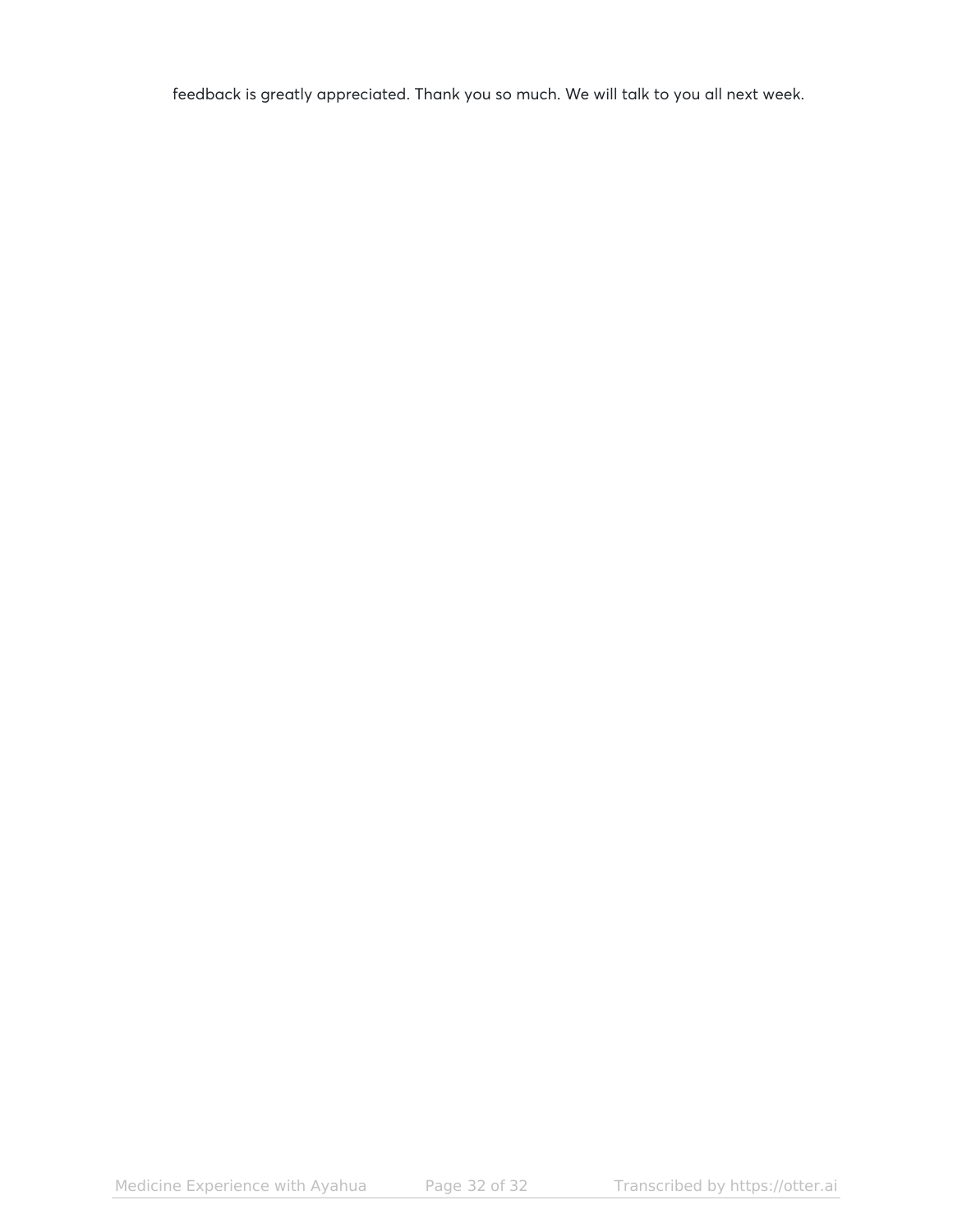feedback is greatly appreciated. Thank you so much. We will talk to you all next week.